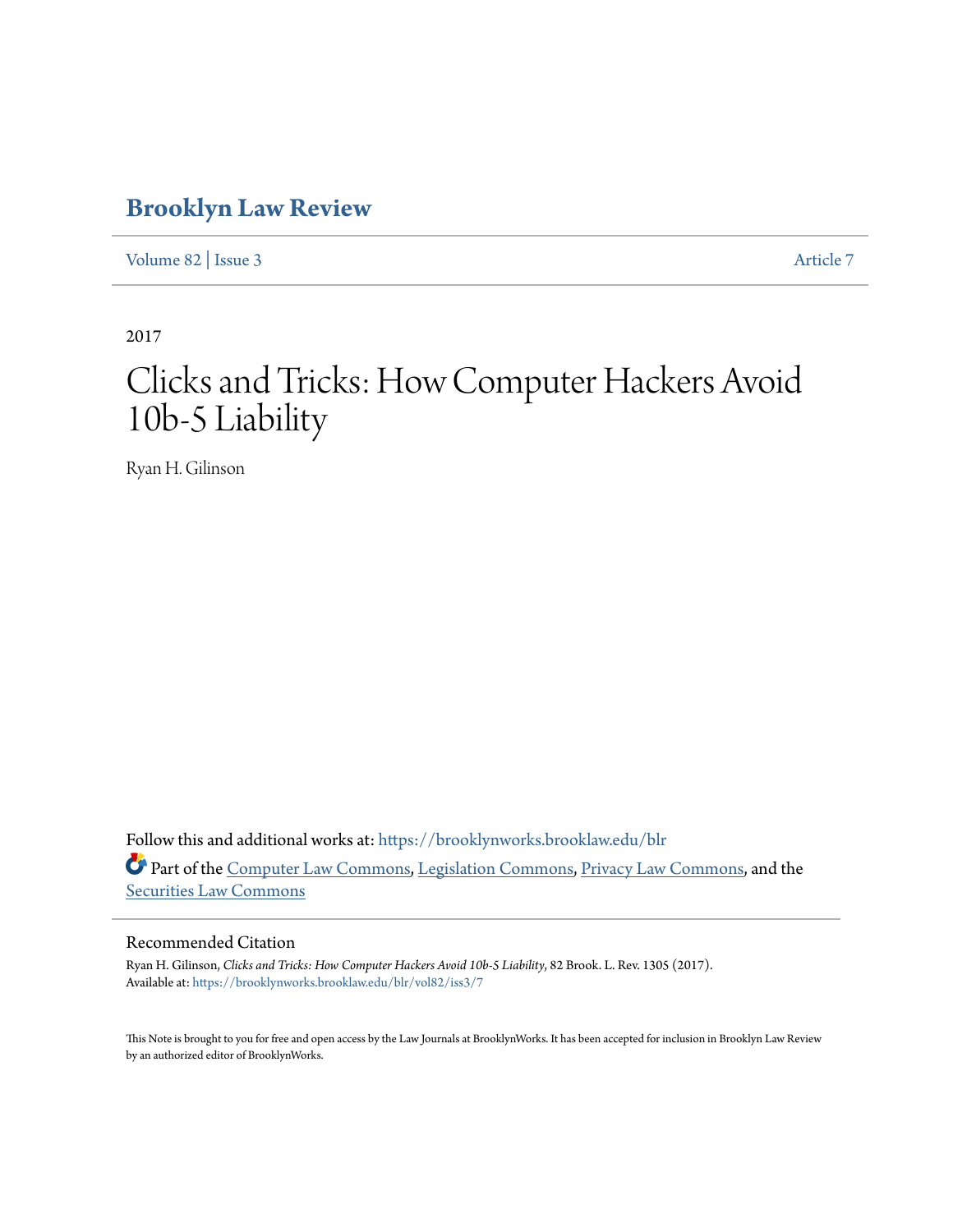# Brooklyn Law Review

Volume 82 | Issue 3 Article 7

2017

# Clicks and Tricks: How Computer Hackers Avoid 10b-5 Liability

Ryan H. Gilinson

Follow this and additional works at: https://brooklynworks.brooklaw.edu/blr

Part of the Computer Law Commons, Legislation Commons, Privacy Law Commons, and the Securities Law Commons

## Recommended Citation

Ryan H. Gilinson, *Clicks and Tricks: How Computer Hackers Avoid 10b-5 Liability*, 82 Brook. L. Rev. 1305 (2017).
Available at: https://brooklynworks.brooklaw.edu/blr/vol82/iss3/7

This Note is brought to you for free and open access by the Law Journals at BrooklynWorks. It has been accepted for inclusion in Brooklyn Law Review by an authorized editor of BrooklynWorks.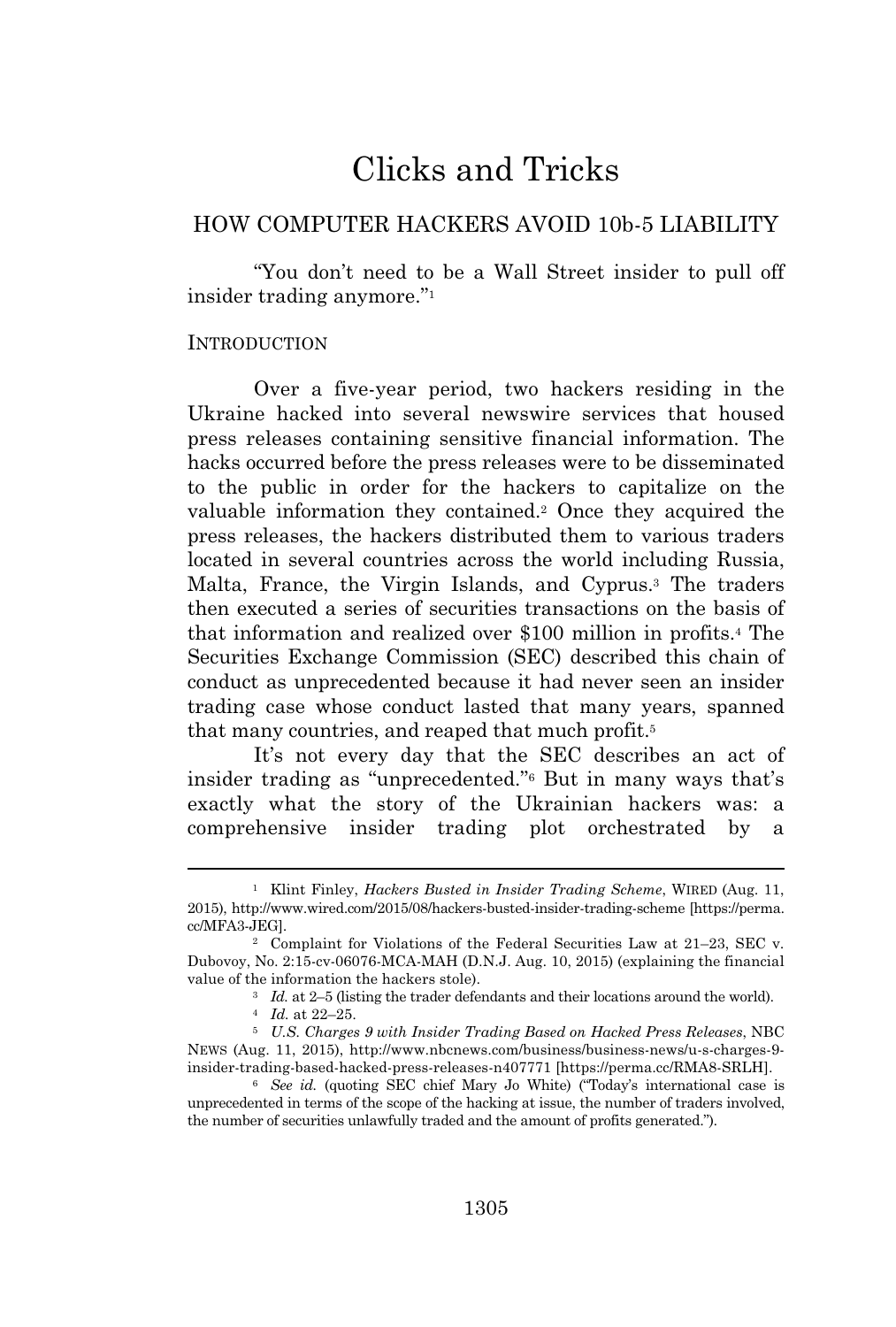# Clicks and Tricks

## HOW COMPUTER HACKERS AVOID 10b-5 LIABILITY

"You don't need to be a Wall Street insider to pull off insider trading anymore."[1]

### INTRODUCTION

Over a five-year period, two hackers residing in the Ukraine hacked into several newswire services that housed press releases containing sensitive financial information. The hacks occurred before the press releases were to be disseminated to the public in order for the hackers to capitalize on the valuable information they contained.[2] Once they acquired the press releases, the hackers distributed them to various traders located in several countries across the world including Russia, Malta, France, the Virgin Islands, and Cyprus.[3] The traders then executed a series of securities transactions on the basis of that information and realized over $100 million in profits.[4] The Securities Exchange Commission (SEC) described this chain of conduct as unprecedented because it had never seen an insider trading case whose conduct lasted that many years, spanned that many countries, and reaped that much profit.[5]

It's not every day that the SEC describes an act of insider trading as "unprecedented."[6] But in many ways that's exactly what the story of the Ukrainian hackers was: a comprehensive insider trading plot orchestrated by a

---

[1] Klint Finley, *Hackers Busted in Insider Trading Scheme*, WIRED (Aug. 11, 2015), http://www.wired.com/2015/08/hackers-busted-insider-trading-scheme [https://perma.cc/MFA3-JEG].

[2] Complaint for Violations of the Federal Securities Law at 21–23, SEC v. Dubovoy, No. 2:15-cv-06076-MCA-MAH (D.N.J. Aug. 10, 2015) (explaining the financial value of the information the hackers stole).

[3] *Id.* at 2–5 (listing the trader defendants and their locations around the world).

[4] *Id.* at 22–25.

[5] *U.S. Charges 9 with Insider Trading Based on Hacked Press Releases*, NBC NEWS (Aug. 11, 2015), http://www.nbcnews.com/business/business-news/u-s-charges-9-insider-trading-based-hacked-press-releases-n407771 [https://perma.cc/RMA8-SRLH].

[6] *See id.* (quoting SEC chief Mary Jo White) ("Today's international case is unprecedented in terms of the scope of the hacking at issue, the number of traders involved, the number of securities unlawfully traded and the amount of profits generated.").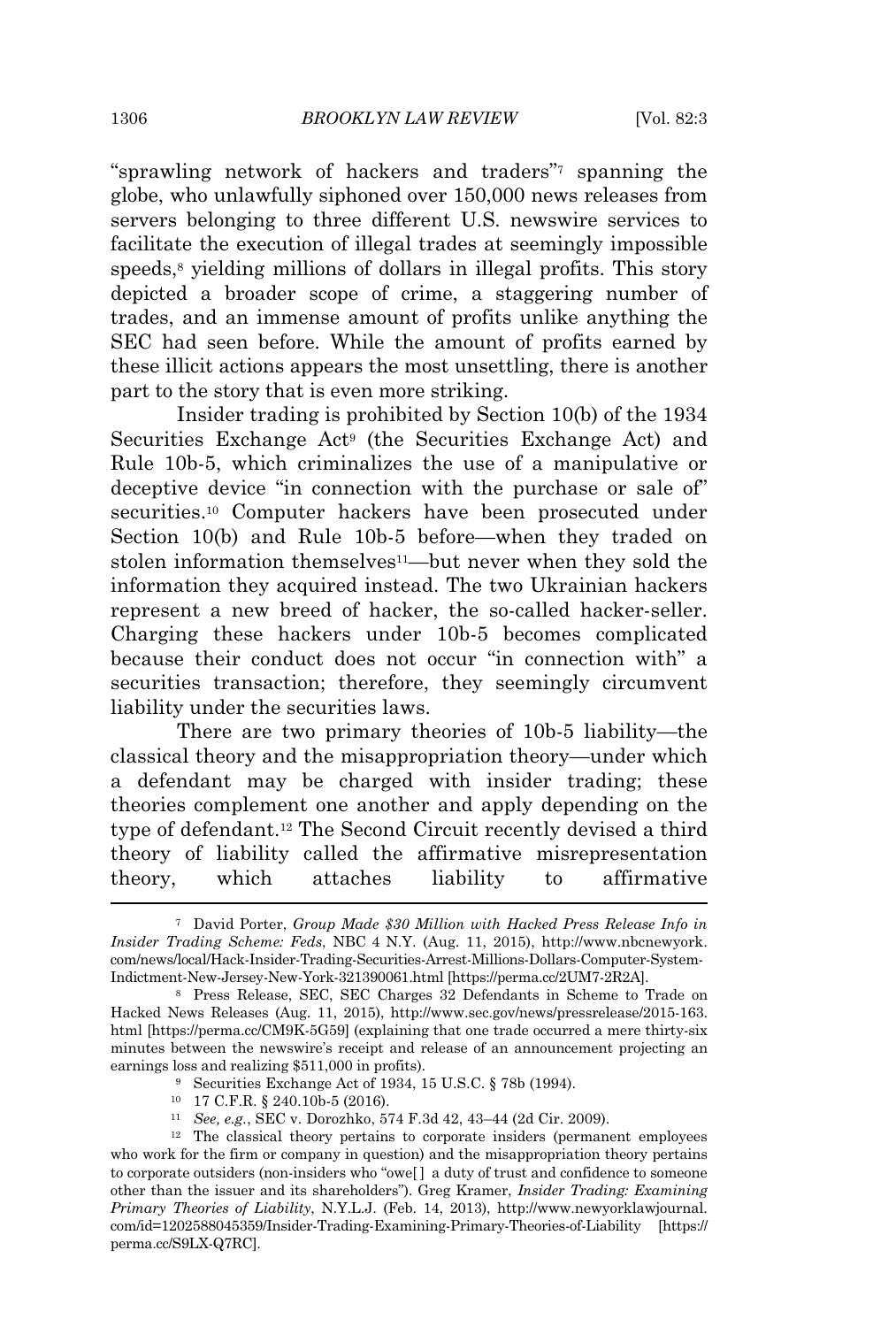"sprawling network of hackers and traders"[7] spanning the globe, who unlawfully siphoned over 150,000 news releases from servers belonging to three different U.S. newswire services to facilitate the execution of illegal trades at seemingly impossible speeds,[8] yielding millions of dollars in illegal profits. This story depicted a broader scope of crime, a staggering number of trades, and an immense amount of profits unlike anything the SEC had seen before. While the amount of profits earned by these illicit actions appears the most unsettling, there is another part to the story that is even more striking.

Insider trading is prohibited by Section 10(b) of the 1934 Securities Exchange Act[9] (the Securities Exchange Act) and Rule 10b-5, which criminalizes the use of a manipulative or deceptive device "in connection with the purchase or sale of" securities.[10] Computer hackers have been prosecuted under Section 10(b) and Rule 10b-5 before—when they traded on stolen information themselves[11]—but never when they sold the information they acquired instead. The two Ukrainian hackers represent a new breed of hacker, the so-called hacker-seller. Charging these hackers under 10b-5 becomes complicated because their conduct does not occur "in connection with" a securities transaction; therefore, they seemingly circumvent liability under the securities laws.

There are two primary theories of 10b-5 liability—the classical theory and the misappropriation theory—under which a defendant may be charged with insider trading; these theories complement one another and apply depending on the type of defendant.[12] The Second Circuit recently devised a third theory of liability called the affirmative misrepresentation theory, which attaches liability to affirmative

---

[7] David Porter, *Group Made $30 Million with Hacked Press Release Info in Insider Trading Scheme: Feds*, NBC 4 N.Y. (Aug. 11, 2015), http://www.nbcnewyork.com/news/local/Hack-Insider-Trading-Securities-Arrest-Millions-Dollars-Computer-System-Indictment-New-Jersey-New-York-321390061.html [https://perma.cc/2UM7-2R2A].

[8] Press Release, SEC, SEC Charges 32 Defendants in Scheme to Trade on Hacked News Releases (Aug. 11, 2015), http://www.sec.gov/news/pressrelease/2015-163.html [https://perma.cc/CM9K-5G59] (explaining that one trade occurred a mere thirty-six minutes between the newswire's receipt and release of an announcement projecting an earnings loss and realizing $511,000 in profits).

[9] Securities Exchange Act of 1934, 15 U.S.C. § 78b (1994).

[10] 17 C.F.R. § 240.10b-5 (2016).

[11] *See, e.g.*, SEC v. Dorozhko, 574 F.3d 42, 43–44 (2d Cir. 2009).

[12] The classical theory pertains to corporate insiders (permanent employees who work for the firm or company in question) and the misappropriation theory pertains to corporate outsiders (non-insiders who "owe[ ] a duty of trust and confidence to someone other than the issuer and its shareholders"). Greg Kramer, *Insider Trading: Examining Primary Theories of Liability*, N.Y.L.J. (Feb. 14, 2013), http://www.newyorklawjournal.com/id=1202588045359/Insider-Trading-Examining-Primary-Theories-of-Liability [https://perma.cc/S9LX-Q7RC].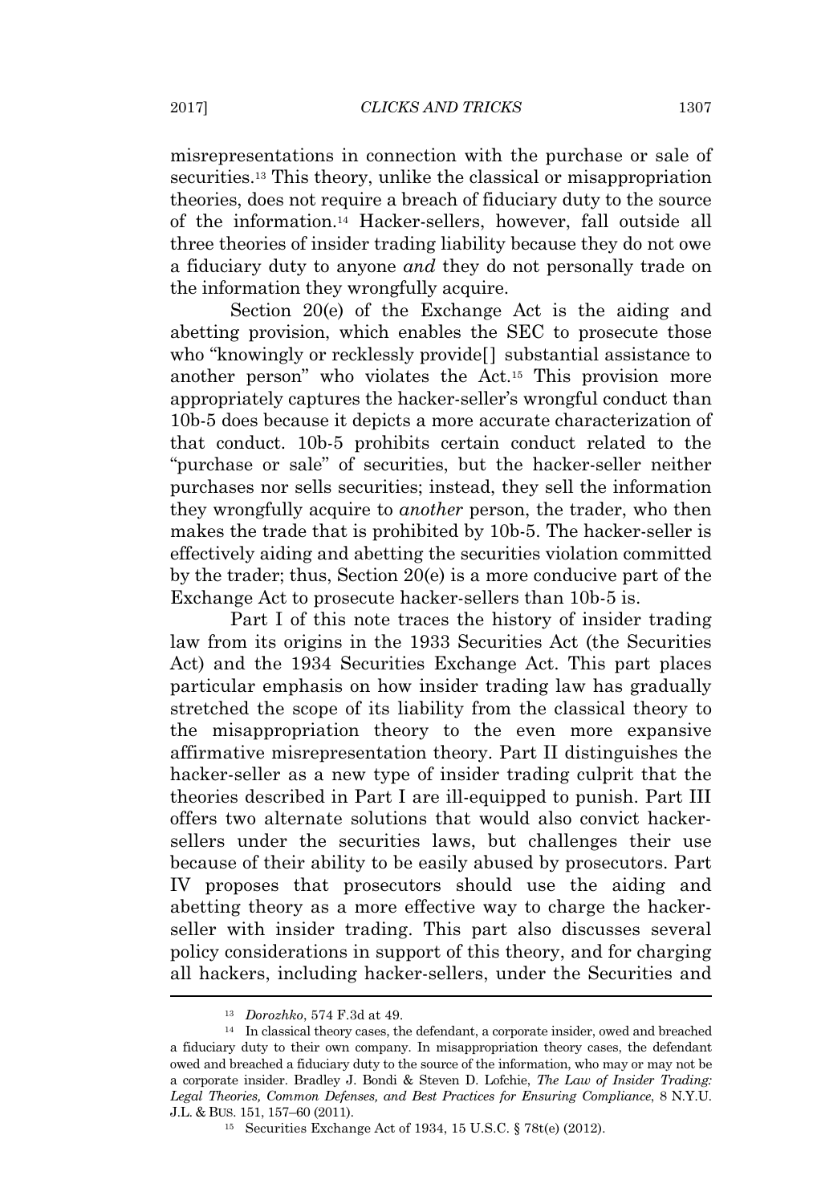misrepresentations in connection with the purchase or sale of securities.[13] This theory, unlike the classical or misappropriation theories, does not require a breach of fiduciary duty to the source of the information.[14] Hacker-sellers, however, fall outside all three theories of insider trading liability because they do not owe a fiduciary duty to anyone *and* they do not personally trade on the information they wrongfully acquire.

Section 20(e) of the Exchange Act is the aiding and abetting provision, which enables the SEC to prosecute those who "knowingly or recklessly provide[] substantial assistance to another person" who violates the Act.[15] This provision more appropriately captures the hacker-seller's wrongful conduct than 10b-5 does because it depicts a more accurate characterization of that conduct. 10b-5 prohibits certain conduct related to the "purchase or sale" of securities, but the hacker-seller neither purchases nor sells securities; instead, they sell the information they wrongfully acquire to *another* person, the trader, who then makes the trade that is prohibited by 10b-5. The hacker-seller is effectively aiding and abetting the securities violation committed by the trader; thus, Section 20(e) is a more conducive part of the Exchange Act to prosecute hacker-sellers than 10b-5 is.

Part I of this note traces the history of insider trading law from its origins in the 1933 Securities Act (the Securities Act) and the 1934 Securities Exchange Act. This part places particular emphasis on how insider trading law has gradually stretched the scope of its liability from the classical theory to the misappropriation theory to the even more expansive affirmative misrepresentation theory. Part II distinguishes the hacker-seller as a new type of insider trading culprit that the theories described in Part I are ill-equipped to punish. Part III offers two alternate solutions that would also convict hacker-sellers under the securities laws, but challenges their use because of their ability to be easily abused by prosecutors. Part IV proposes that prosecutors should use the aiding and abetting theory as a more effective way to charge the hacker-seller with insider trading. This part also discusses several policy considerations in support of this theory, and for charging all hackers, including hacker-sellers, under the Securities and

---

[13] *Dorozhko*, 574 F.3d at 49.

[14] In classical theory cases, the defendant, a corporate insider, owed and breached a fiduciary duty to their own company. In misappropriation theory cases, the defendant owed and breached a fiduciary duty to the source of the information, who may or may not be a corporate insider. Bradley J. Bondi & Steven D. Lofchie, *The Law of Insider Trading: Legal Theories, Common Defenses, and Best Practices for Ensuring Compliance*, 8 N.Y.U. J.L. & BUS. 151, 157–60 (2011).

[15] Securities Exchange Act of 1934, 15 U.S.C. § 78t(e) (2012).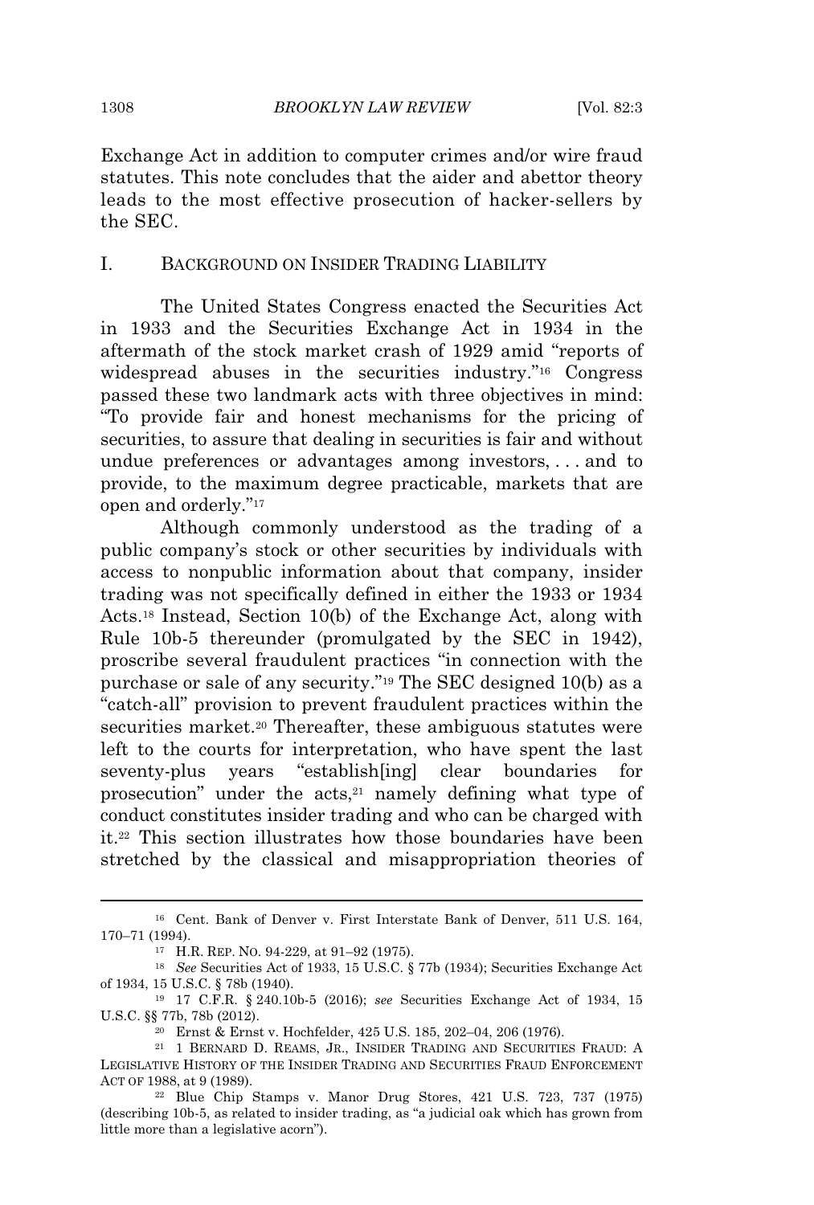Exchange Act in addition to computer crimes and/or wire fraud statutes. This note concludes that the aider and abettor theory leads to the most effective prosecution of hacker-sellers by the SEC.

## I. BACKGROUND ON INSIDER TRADING LIABILITY

The United States Congress enacted the Securities Act in 1933 and the Securities Exchange Act in 1934 in the aftermath of the stock market crash of 1929 amid "reports of widespread abuses in the securities industry."[16] Congress passed these two landmark acts with three objectives in mind: "To provide fair and honest mechanisms for the pricing of securities, to assure that dealing in securities is fair and without undue preferences or advantages among investors, . . . and to provide, to the maximum degree practicable, markets that are open and orderly."[17]

Although commonly understood as the trading of a public company's stock or other securities by individuals with access to nonpublic information about that company, insider trading was not specifically defined in either the 1933 or 1934 Acts.[18] Instead, Section 10(b) of the Exchange Act, along with Rule 10b-5 thereunder (promulgated by the SEC in 1942), proscribe several fraudulent practices "in connection with the purchase or sale of any security."[19] The SEC designed 10(b) as a "catch-all" provision to prevent fraudulent practices within the securities market.[20] Thereafter, these ambiguous statutes were left to the courts for interpretation, who have spent the last seventy-plus years "establish[ing] clear boundaries for prosecution" under the acts,[21] namely defining what type of conduct constitutes insider trading and who can be charged with it.[22] This section illustrates how those boundaries have been stretched by the classical and misappropriation theories of

---

[16] Cent. Bank of Denver v. First Interstate Bank of Denver, 511 U.S. 164, 170–71 (1994).

[17] H.R. REP. NO. 94-229, at 91–92 (1975).

[18] *See* Securities Act of 1933, 15 U.S.C. § 77b (1934); Securities Exchange Act of 1934, 15 U.S.C. § 78b (1940).

[19] 17 C.F.R. § 240.10b-5 (2016); *see* Securities Exchange Act of 1934, 15 U.S.C. §§ 77b, 78b (2012).

[20] Ernst & Ernst v. Hochfelder, 425 U.S. 185, 202–04, 206 (1976).

[21] 1 BERNARD D. REAMS, JR., INSIDER TRADING AND SECURITIES FRAUD: A LEGISLATIVE HISTORY OF THE INSIDER TRADING AND SECURITIES FRAUD ENFORCEMENT ACT OF 1988, at 9 (1989).

[22] Blue Chip Stamps v. Manor Drug Stores, 421 U.S. 723, 737 (1975) (describing 10b-5, as related to insider trading, as "a judicial oak which has grown from little more than a legislative acorn").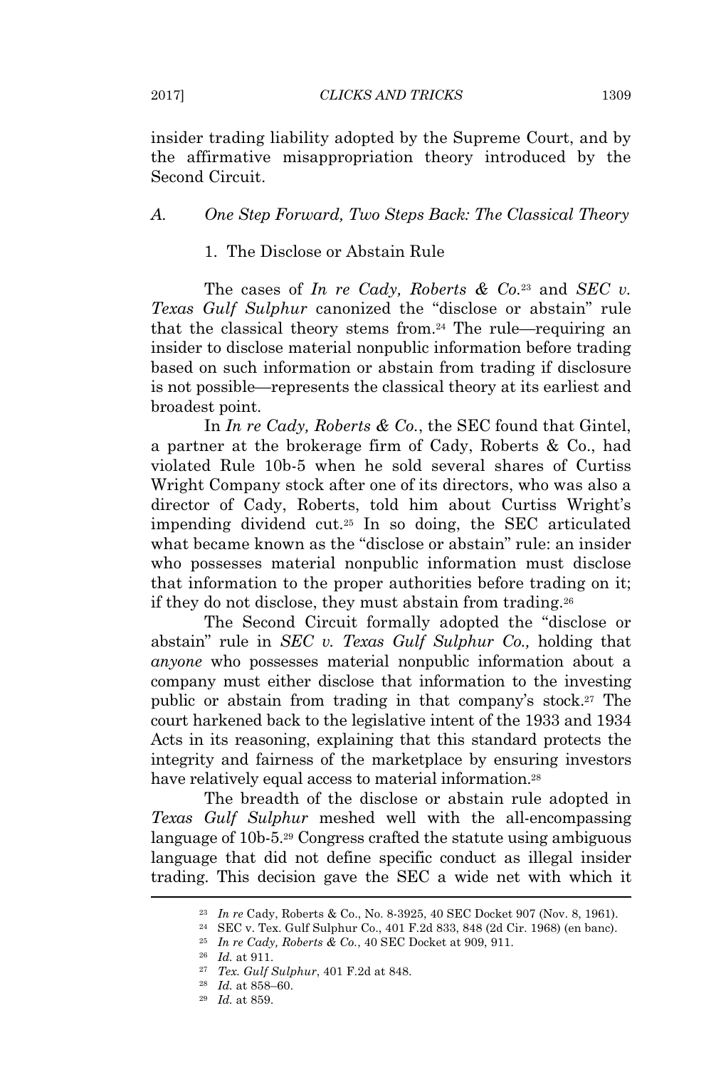insider trading liability adopted by the Supreme Court, and by the affirmative misappropriation theory introduced by the Second Circuit.

### A. *One Step Forward, Two Steps Back: The Classical Theory*

#### 1. The Disclose or Abstain Rule

The cases of *In re Cady, Roberts & Co.*[23] and *SEC v. Texas Gulf Sulphur* canonized the "disclose or abstain" rule that the classical theory stems from.[24] The rule—requiring an insider to disclose material nonpublic information before trading based on such information or abstain from trading if disclosure is not possible—represents the classical theory at its earliest and broadest point.

In *In re Cady, Roberts & Co.*, the SEC found that Gintel, a partner at the brokerage firm of Cady, Roberts & Co., had violated Rule 10b-5 when he sold several shares of Curtiss Wright Company stock after one of its directors, who was also a director of Cady, Roberts, told him about Curtiss Wright's impending dividend cut.[25] In so doing, the SEC articulated what became known as the "disclose or abstain" rule: an insider who possesses material nonpublic information must disclose that information to the proper authorities before trading on it; if they do not disclose, they must abstain from trading.[26]

The Second Circuit formally adopted the "disclose or abstain" rule in *SEC v. Texas Gulf Sulphur Co.,* holding that *anyone* who possesses material nonpublic information about a company must either disclose that information to the investing public or abstain from trading in that company's stock.[27] The court harkened back to the legislative intent of the 1933 and 1934 Acts in its reasoning, explaining that this standard protects the integrity and fairness of the marketplace by ensuring investors have relatively equal access to material information.[28]

The breadth of the disclose or abstain rule adopted in *Texas Gulf Sulphur* meshed well with the all-encompassing language of 10b-5.[29] Congress crafted the statute using ambiguous language that did not define specific conduct as illegal insider trading. This decision gave the SEC a wide net with which it

---

[23] *In re* Cady, Roberts & Co., No. 8-3925, 40 SEC Docket 907 (Nov. 8, 1961).

[24] SEC v. Tex. Gulf Sulphur Co., 401 F.2d 833, 848 (2d Cir. 1968) (en banc).

[25] *In re Cady, Roberts & Co.*, 40 SEC Docket at 909, 911.

[26] *Id.* at 911.

[27] *Tex. Gulf Sulphur*, 401 F.2d at 848.

[28] *Id.* at 858–60.

[29] *Id.* at 859.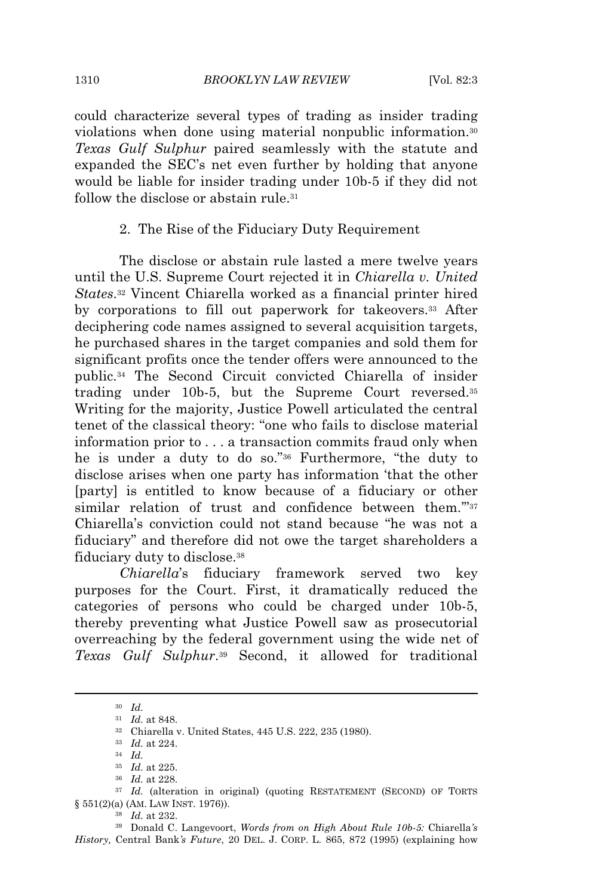could characterize several types of trading as insider trading violations when done using material nonpublic information.[30] *Texas Gulf Sulphur* paired seamlessly with the statute and expanded the SEC's net even further by holding that anyone would be liable for insider trading under 10b-5 if they did not follow the disclose or abstain rule.[31]

### 2. The Rise of the Fiduciary Duty Requirement

The disclose or abstain rule lasted a mere twelve years until the U.S. Supreme Court rejected it in *Chiarella v. United States*.[32] Vincent Chiarella worked as a financial printer hired by corporations to fill out paperwork for takeovers.[33] After deciphering code names assigned to several acquisition targets, he purchased shares in the target companies and sold them for significant profits once the tender offers were announced to the public.[34] The Second Circuit convicted Chiarella of insider trading under 10b-5, but the Supreme Court reversed.[35] Writing for the majority, Justice Powell articulated the central tenet of the classical theory: "one who fails to disclose material information prior to . . . a transaction commits fraud only when he is under a duty to do so."[36] Furthermore, "the duty to disclose arises when one party has information 'that the other [party] is entitled to know because of a fiduciary or other similar relation of trust and confidence between them.'"[37] Chiarella's conviction could not stand because "he was not a fiduciary" and therefore did not owe the target shareholders a fiduciary duty to disclose.[38]

*Chiarella*'s fiduciary framework served two key purposes for the Court. First, it dramatically reduced the categories of persons who could be charged under 10b-5, thereby preventing what Justice Powell saw as prosecutorial overreaching by the federal government using the wide net of *Texas Gulf Sulphur*.[39] Second, it allowed for traditional

---

[30] *Id.*

[31] *Id.* at 848.

[32] Chiarella v. United States, 445 U.S. 222, 235 (1980).

[33] *Id.* at 224.

[34] *Id.*

[35] *Id.* at 225.

[36] *Id.* at 228.

[37] *Id.* (alteration in original) (quoting RESTATEMENT (SECOND) OF TORTS § 551(2)(a) (AM. LAW INST. 1976)).

[38] *Id.* at 232.

[39] Donald C. Langevoort, *Words from on High About Rule 10b-5:* Chiarella*'s History,* Central Bank*'s Future*, 20 DEL. J. CORP. L. 865, 872 (1995) (explaining how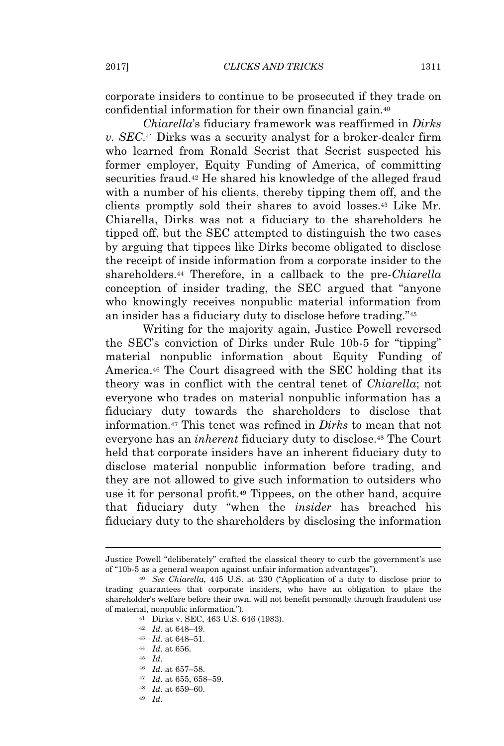corporate insiders to continue to be prosecuted if they trade on confidential information for their own financial gain.[40]

*Chiarella*'s fiduciary framework was reaffirmed in *Dirks v. SEC*.[41] Dirks was a security analyst for a broker-dealer firm who learned from Ronald Secrist that Secrist suspected his former employer, Equity Funding of America, of committing securities fraud.[42] He shared his knowledge of the alleged fraud with a number of his clients, thereby tipping them off, and the clients promptly sold their shares to avoid losses.[43] Like Mr. Chiarella, Dirks was not a fiduciary to the shareholders he tipped off, but the SEC attempted to distinguish the two cases by arguing that tippees like Dirks become obligated to disclose the receipt of inside information from a corporate insider to the shareholders.[44] Therefore, in a callback to the pre-*Chiarella* conception of insider trading, the SEC argued that "anyone who knowingly receives nonpublic material information from an insider has a fiduciary duty to disclose before trading."[45]

Writing for the majority again, Justice Powell reversed the SEC's conviction of Dirks under Rule 10b-5 for "tipping" material nonpublic information about Equity Funding of America.[46] The Court disagreed with the SEC holding that its theory was in conflict with the central tenet of *Chiarella*; not everyone who trades on material nonpublic information has a fiduciary duty towards the shareholders to disclose that information.[47] This tenet was refined in *Dirks* to mean that not everyone has an *inherent* fiduciary duty to disclose.[48] The Court held that corporate insiders have an inherent fiduciary duty to disclose material nonpublic information before trading, and they are not allowed to give such information to outsiders who use it for personal profit.[49] Tippees, on the other hand, acquire that fiduciary duty "when the *insider* has breached his fiduciary duty to the shareholders by disclosing the information

---

Justice Powell "deliberately" crafted the classical theory to curb the government's use of "10b-5 as a general weapon against unfair information advantages").

[40] *See Chiarella*, 445 U.S. at 230 ("Application of a duty to disclose prior to trading guarantees that corporate insiders, who have an obligation to place the shareholder's welfare before their own, will not benefit personally through fraudulent use of material, nonpublic information.").

[41] Dirks v. SEC, 463 U.S. 646 (1983).

[42] *Id.* at 648–49.

[43] *Id.* at 648–51.

[44] *Id.* at 656.

[45] *Id.*

[46] *Id.* at 657–58.

[47] *Id.* at 655, 658–59.

[48] *Id.* at 659–60.

[49] *Id.*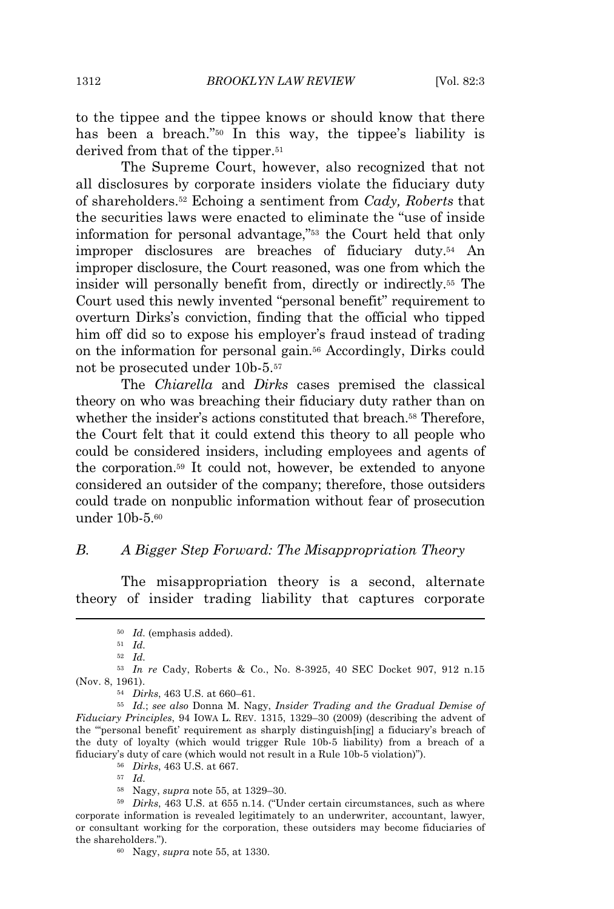to the tippee and the tippee knows or should know that there has been a breach."[50] In this way, the tippee's liability is derived from that of the tipper.[51]

The Supreme Court, however, also recognized that not all disclosures by corporate insiders violate the fiduciary duty of shareholders.[52] Echoing a sentiment from *Cady, Roberts* that the securities laws were enacted to eliminate the "use of inside information for personal advantage,"[53] the Court held that only improper disclosures are breaches of fiduciary duty.[54] An improper disclosure, the Court reasoned, was one from which the insider will personally benefit from, directly or indirectly.[55] The Court used this newly invented "personal benefit" requirement to overturn Dirks's conviction, finding that the official who tipped him off did so to expose his employer's fraud instead of trading on the information for personal gain.[56] Accordingly, Dirks could not be prosecuted under 10b-5.[57]

The *Chiarella* and *Dirks* cases premised the classical theory on who was breaching their fiduciary duty rather than on whether the insider's actions constituted that breach.[58] Therefore, the Court felt that it could extend this theory to all people who could be considered insiders, including employees and agents of the corporation.[59] It could not, however, be extended to anyone considered an outsider of the company; therefore, those outsiders could trade on nonpublic information without fear of prosecution under 10b-5.[60]

### *B. A Bigger Step Forward: The Misappropriation Theory*

The misappropriation theory is a second, alternate theory of insider trading liability that captures corporate

---

[50] *Id.* (emphasis added).

[51] *Id.*

[52] *Id.*

[53] *In re* Cady, Roberts & Co., No. 8-3925, 40 SEC Docket 907, 912 n.15 (Nov. 8, 1961).

[54] *Dirks*, 463 U.S. at 660–61.

[55] *Id.*; *see also* Donna M. Nagy, *Insider Trading and the Gradual Demise of Fiduciary Principles*, 94 IOWA L. REV. 1315, 1329–30 (2009) (describing the advent of the "'personal benefit' requirement as sharply distinguish[ing] a fiduciary's breach of the duty of loyalty (which would trigger Rule 10b-5 liability) from a breach of a fiduciary's duty of care (which would not result in a Rule 10b-5 violation)").

[56] *Dirks*, 463 U.S. at 667.

[57] *Id.*

[58] Nagy, *supra* note 55, at 1329–30.

[59] *Dirks*, 463 U.S. at 655 n.14. ("Under certain circumstances, such as where corporate information is revealed legitimately to an underwriter, accountant, lawyer, or consultant working for the corporation, these outsiders may become fiduciaries of the shareholders.").

[60] Nagy, *supra* note 55, at 1330.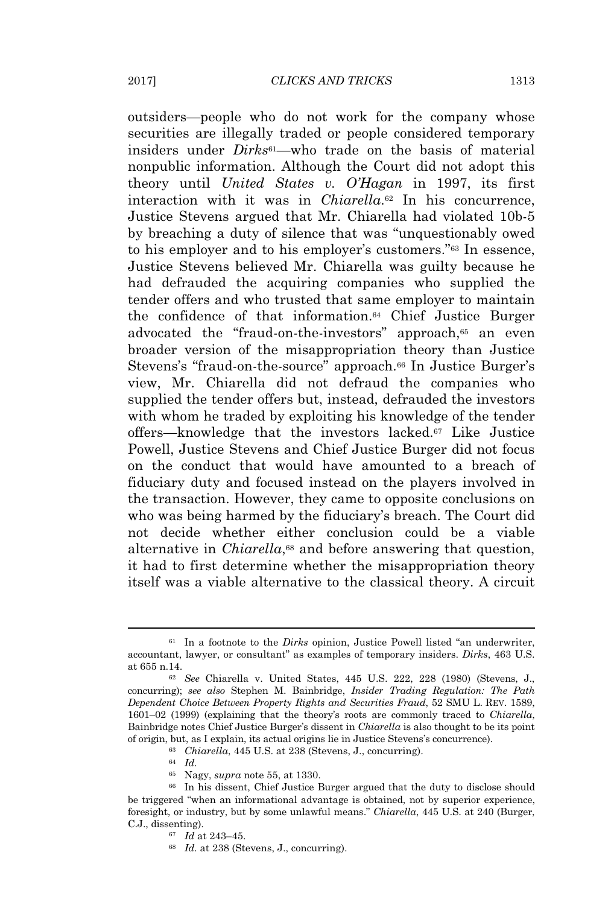outsiders—people who do not work for the company whose securities are illegally traded or people considered temporary insiders under *Dirks*[61]—who trade on the basis of material nonpublic information. Although the Court did not adopt this theory until *United States v. O'Hagan* in 1997, its first interaction with it was in *Chiarella*.[62] In his concurrence, Justice Stevens argued that Mr. Chiarella had violated 10b-5 by breaching a duty of silence that was "unquestionably owed to his employer and to his employer's customers."[63] In essence, Justice Stevens believed Mr. Chiarella was guilty because he had defrauded the acquiring companies who supplied the tender offers and who trusted that same employer to maintain the confidence of that information.[64] Chief Justice Burger advocated the "fraud-on-the-investors" approach,[65] an even broader version of the misappropriation theory than Justice Stevens's "fraud-on-the-source" approach.[66] In Justice Burger's view, Mr. Chiarella did not defraud the companies who supplied the tender offers but, instead, defrauded the investors with whom he traded by exploiting his knowledge of the tender offers—knowledge that the investors lacked.[67] Like Justice Powell, Justice Stevens and Chief Justice Burger did not focus on the conduct that would have amounted to a breach of fiduciary duty and focused instead on the players involved in the transaction. However, they came to opposite conclusions on who was being harmed by the fiduciary's breach. The Court did not decide whether either conclusion could be a viable alternative in *Chiarella*,[68] and before answering that question, it had to first determine whether the misappropriation theory itself was a viable alternative to the classical theory. A circuit

---

[61] In a footnote to the *Dirks* opinion, Justice Powell listed "an underwriter, accountant, lawyer, or consultant" as examples of temporary insiders. *Dirks*, 463 U.S. at 655 n.14.

[62] *See* Chiarella v. United States, 445 U.S. 222, 228 (1980) (Stevens, J., concurring); *see also* Stephen M. Bainbridge, *Insider Trading Regulation: The Path Dependent Choice Between Property Rights and Securities Fraud*, 52 SMU L. REV. 1589, 1601–02 (1999) (explaining that the theory's roots are commonly traced to *Chiarella*, Bainbridge notes Chief Justice Burger's dissent in *Chiarella* is also thought to be its point of origin, but, as I explain, its actual origins lie in Justice Stevens's concurrence).

[63] *Chiarella*, 445 U.S. at 238 (Stevens, J., concurring).

[64] *Id.*

[65] Nagy, *supra* note 55, at 1330.

[66] In his dissent, Chief Justice Burger argued that the duty to disclose should be triggered "when an informational advantage is obtained, not by superior experience, foresight, or industry, but by some unlawful means." *Chiarella*, 445 U.S. at 240 (Burger, C.J., dissenting).

[67] *Id* at 243–45.

[68] *Id.* at 238 (Stevens, J., concurring).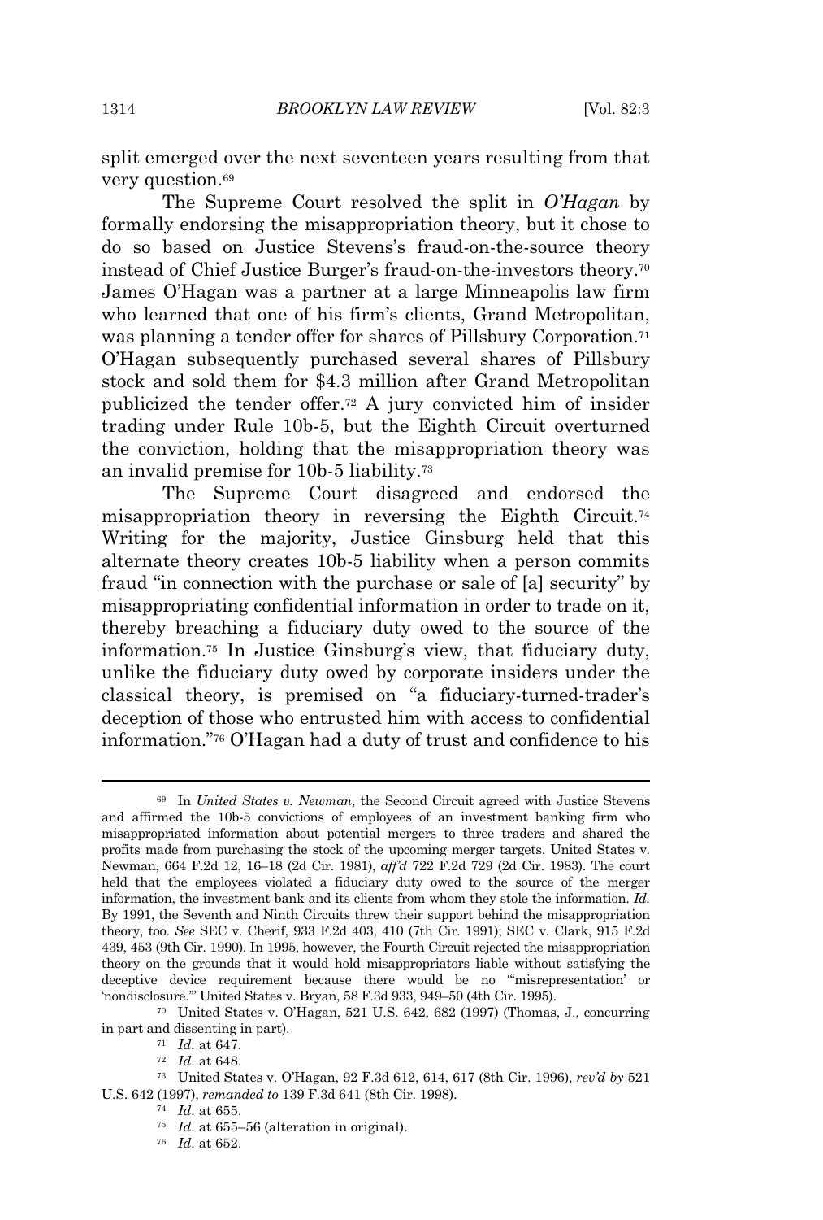split emerged over the next seventeen years resulting from that very question.[69]

The Supreme Court resolved the split in *O'Hagan* by formally endorsing the misappropriation theory, but it chose to do so based on Justice Stevens's fraud-on-the-source theory instead of Chief Justice Burger's fraud-on-the-investors theory.[70] James O'Hagan was a partner at a large Minneapolis law firm who learned that one of his firm's clients, Grand Metropolitan, was planning a tender offer for shares of Pillsbury Corporation.[71] O'Hagan subsequently purchased several shares of Pillsbury stock and sold them for $4.3 million after Grand Metropolitan publicized the tender offer.[72] A jury convicted him of insider trading under Rule 10b-5, but the Eighth Circuit overturned the conviction, holding that the misappropriation theory was an invalid premise for 10b-5 liability.[73]

The Supreme Court disagreed and endorsed the misappropriation theory in reversing the Eighth Circuit.[74] Writing for the majority, Justice Ginsburg held that this alternate theory creates 10b-5 liability when a person commits fraud "in connection with the purchase or sale of [a] security" by misappropriating confidential information in order to trade on it, thereby breaching a fiduciary duty owed to the source of the information.[75] In Justice Ginsburg's view, that fiduciary duty, unlike the fiduciary duty owed by corporate insiders under the classical theory, is premised on "a fiduciary-turned-trader's deception of those who entrusted him with access to confidential information."[76] O'Hagan had a duty of trust and confidence to his

---

[69] In *United States v. Newman*, the Second Circuit agreed with Justice Stevens and affirmed the 10b-5 convictions of employees of an investment banking firm who misappropriated information about potential mergers to three traders and shared the profits made from purchasing the stock of the upcoming merger targets. United States v. Newman, 664 F.2d 12, 16–18 (2d Cir. 1981), *aff'd* 722 F.2d 729 (2d Cir. 1983). The court held that the employees violated a fiduciary duty owed to the source of the merger information, the investment bank and its clients from whom they stole the information. *Id.* By 1991, the Seventh and Ninth Circuits threw their support behind the misappropriation theory, too. *See* SEC v. Cherif, 933 F.2d 403, 410 (7th Cir. 1991); SEC v. Clark, 915 F.2d 439, 453 (9th Cir. 1990). In 1995, however, the Fourth Circuit rejected the misappropriation theory on the grounds that it would hold misappropriators liable without satisfying the deceptive device requirement because there would be no "'misrepresentation' or 'nondisclosure.'" United States v. Bryan, 58 F.3d 933, 949–50 (4th Cir. 1995).

[70] United States v. O'Hagan, 521 U.S. 642, 682 (1997) (Thomas, J., concurring in part and dissenting in part).

[71] *Id.* at 647.

[72] *Id.* at 648.

[73] United States v. O'Hagan, 92 F.3d 612, 614, 617 (8th Cir. 1996), *rev'd by* 521 U.S. 642 (1997), *remanded to* 139 F.3d 641 (8th Cir. 1998).

[74] *Id.* at 655.

[75] *Id.* at 655–56 (alteration in original).

[76] *Id.* at 652.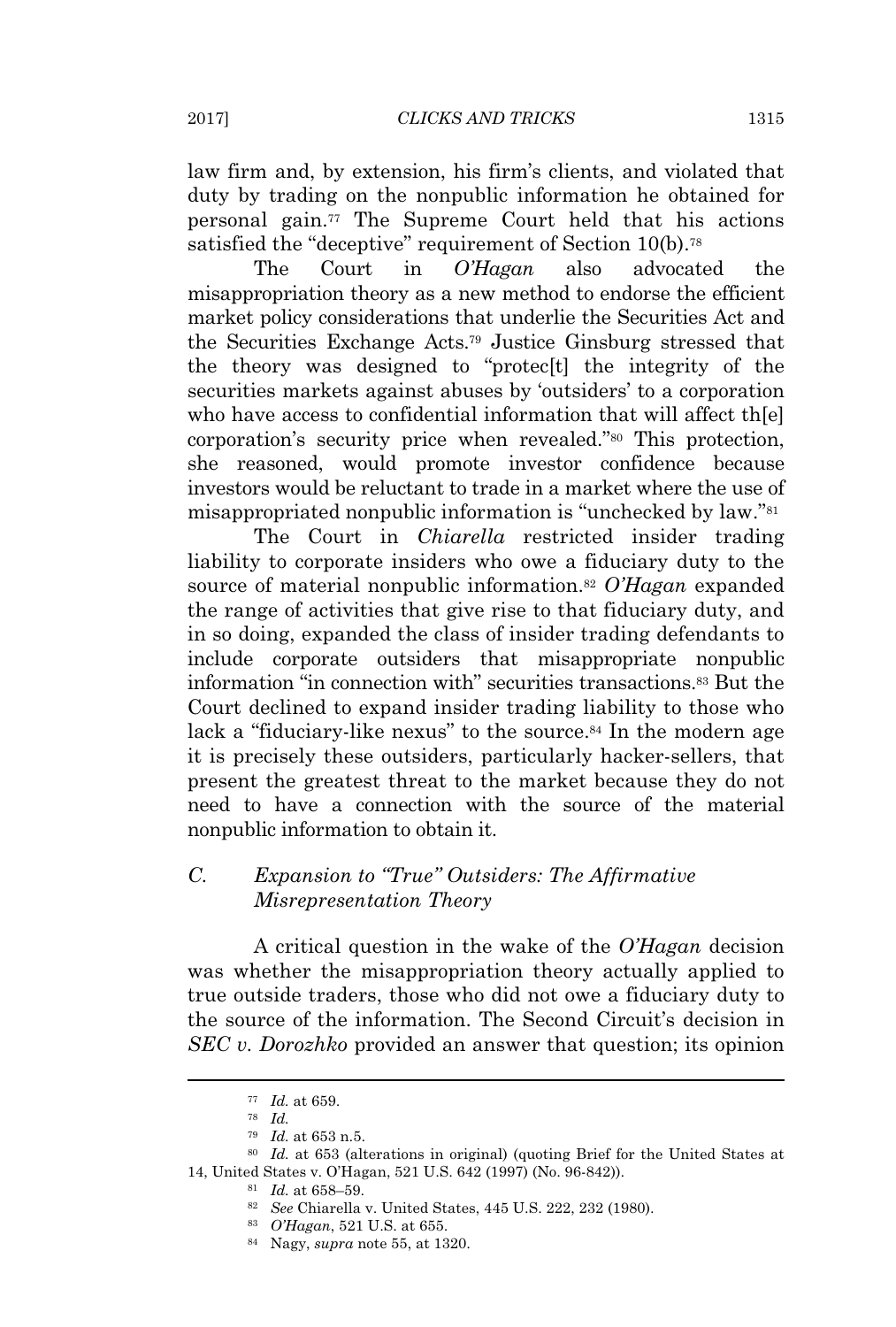law firm and, by extension, his firm's clients, and violated that duty by trading on the nonpublic information he obtained for personal gain.[77] The Supreme Court held that his actions satisfied the "deceptive" requirement of Section 10(b).[78]

The Court in *O'Hagan* also advocated the misappropriation theory as a new method to endorse the efficient market policy considerations that underlie the Securities Act and the Securities Exchange Acts.[79] Justice Ginsburg stressed that the theory was designed to "protec[t] the integrity of the securities markets against abuses by 'outsiders' to a corporation who have access to confidential information that will affect th[e] corporation's security price when revealed."[80] This protection, she reasoned, would promote investor confidence because investors would be reluctant to trade in a market where the use of misappropriated nonpublic information is "unchecked by law."[81]

The Court in *Chiarella* restricted insider trading liability to corporate insiders who owe a fiduciary duty to the source of material nonpublic information.[82] *O'Hagan* expanded the range of activities that give rise to that fiduciary duty, and in so doing, expanded the class of insider trading defendants to include corporate outsiders that misappropriate nonpublic information "in connection with" securities transactions.[83] But the Court declined to expand insider trading liability to those who lack a "fiduciary-like nexus" to the source.[84] In the modern age it is precisely these outsiders, particularly hacker-sellers, that present the greatest threat to the market because they do not need to have a connection with the source of the material nonpublic information to obtain it.

### C. *Expansion to "True" Outsiders: The Affirmative Misrepresentation Theory*

A critical question in the wake of the *O'Hagan* decision was whether the misappropriation theory actually applied to true outside traders, those who did not owe a fiduciary duty to the source of the information. The Second Circuit's decision in *SEC v. Dorozhko* provided an answer that question; its opinion

---

[77] *Id.* at 659.

[78] *Id.*

[79] *Id.* at 653 n.5.

[80] *Id.* at 653 (alterations in original) (quoting Brief for the United States at 14, United States v. O'Hagan, 521 U.S. 642 (1997) (No. 96-842)).

[81] *Id.* at 658–59.

[82] *See* Chiarella v. United States, 445 U.S. 222, 232 (1980).

[83] *O'Hagan*, 521 U.S. at 655.

[84] Nagy, *supra* note 55, at 1320.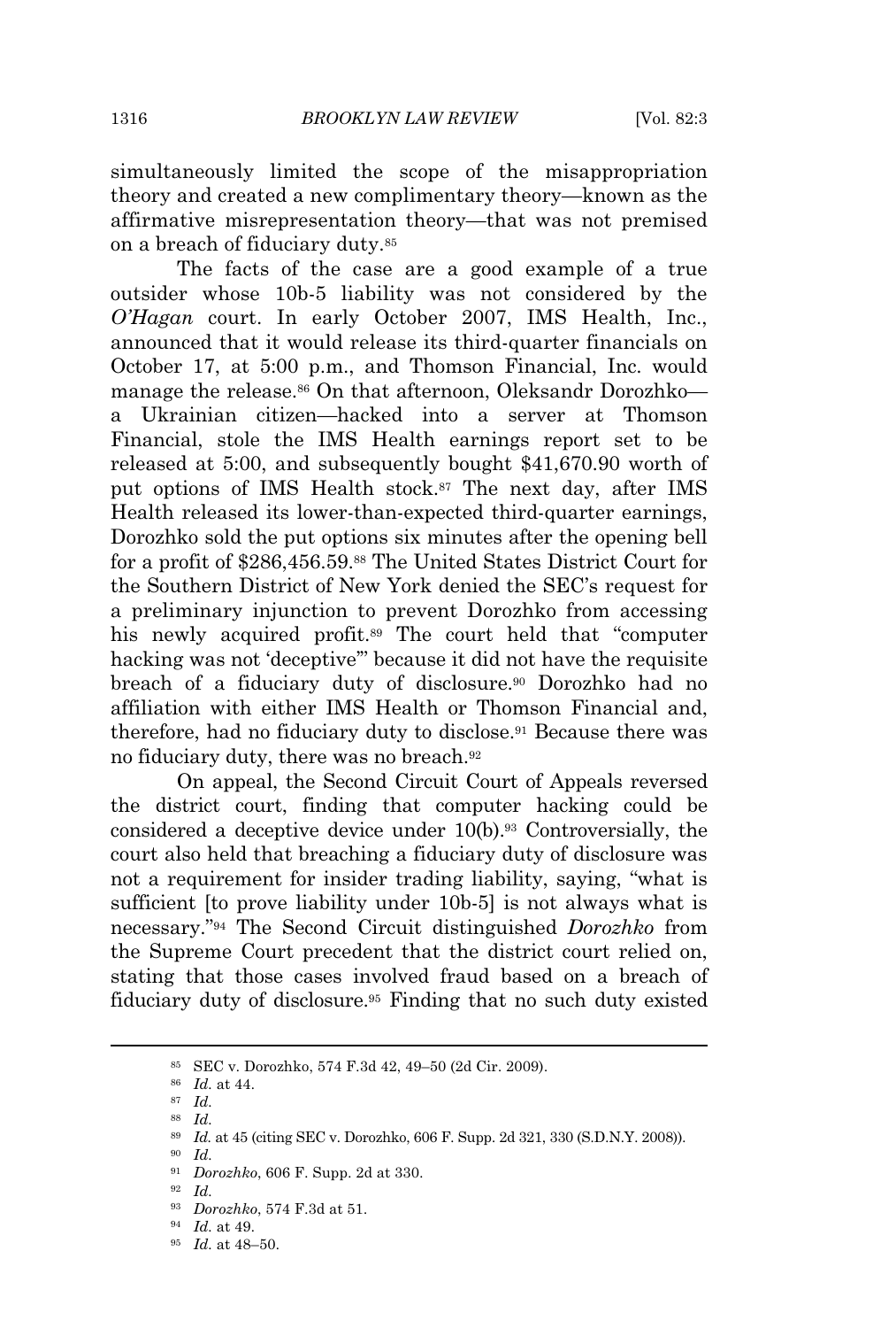simultaneously limited the scope of the misappropriation theory and created a new complimentary theory—known as the affirmative misrepresentation theory—that was not premised on a breach of fiduciary duty.[85]

The facts of the case are a good example of a true outsider whose 10b-5 liability was not considered by the *O'Hagan* court. In early October 2007, IMS Health, Inc., announced that it would release its third-quarter financials on October 17, at 5:00 p.m., and Thomson Financial, Inc. would manage the release.[86] On that afternoon, Oleksandr Dorozhko—a Ukrainian citizen—hacked into a server at Thomson Financial, stole the IMS Health earnings report set to be released at 5:00, and subsequently bought $41,670.90 worth of put options of IMS Health stock.[87] The next day, after IMS Health released its lower-than-expected third-quarter earnings, Dorozhko sold the put options six minutes after the opening bell for a profit of $286,456.59.[88] The United States District Court for the Southern District of New York denied the SEC's request for a preliminary injunction to prevent Dorozhko from accessing his newly acquired profit.[89] The court held that "computer hacking was not 'deceptive'" because it did not have the requisite breach of a fiduciary duty of disclosure.[90] Dorozhko had no affiliation with either IMS Health or Thomson Financial and, therefore, had no fiduciary duty to disclose.[91] Because there was no fiduciary duty, there was no breach.[92]

On appeal, the Second Circuit Court of Appeals reversed the district court, finding that computer hacking could be considered a deceptive device under 10(b).[93] Controversially, the court also held that breaching a fiduciary duty of disclosure was not a requirement for insider trading liability, saying, "what is sufficient [to prove liability under 10b-5] is not always what is necessary."[94] The Second Circuit distinguished *Dorozhko* from the Supreme Court precedent that the district court relied on, stating that those cases involved fraud based on a breach of fiduciary duty of disclosure.[95] Finding that no such duty existed

---

[85] SEC v. Dorozhko, 574 F.3d 42, 49–50 (2d Cir. 2009).

[86] *Id.* at 44.

[87] *Id.*

[88] *Id.*

[89] *Id.* at 45 (citing SEC v. Dorozhko, 606 F. Supp. 2d 321, 330 (S.D.N.Y. 2008)).

[90] *Id.*

[91] *Dorozhko*, 606 F. Supp. 2d at 330.

[92] *Id.*

[93] *Dorozhko*, 574 F.3d at 51.

[94] *Id.* at 49.

[95] *Id.* at 48–50.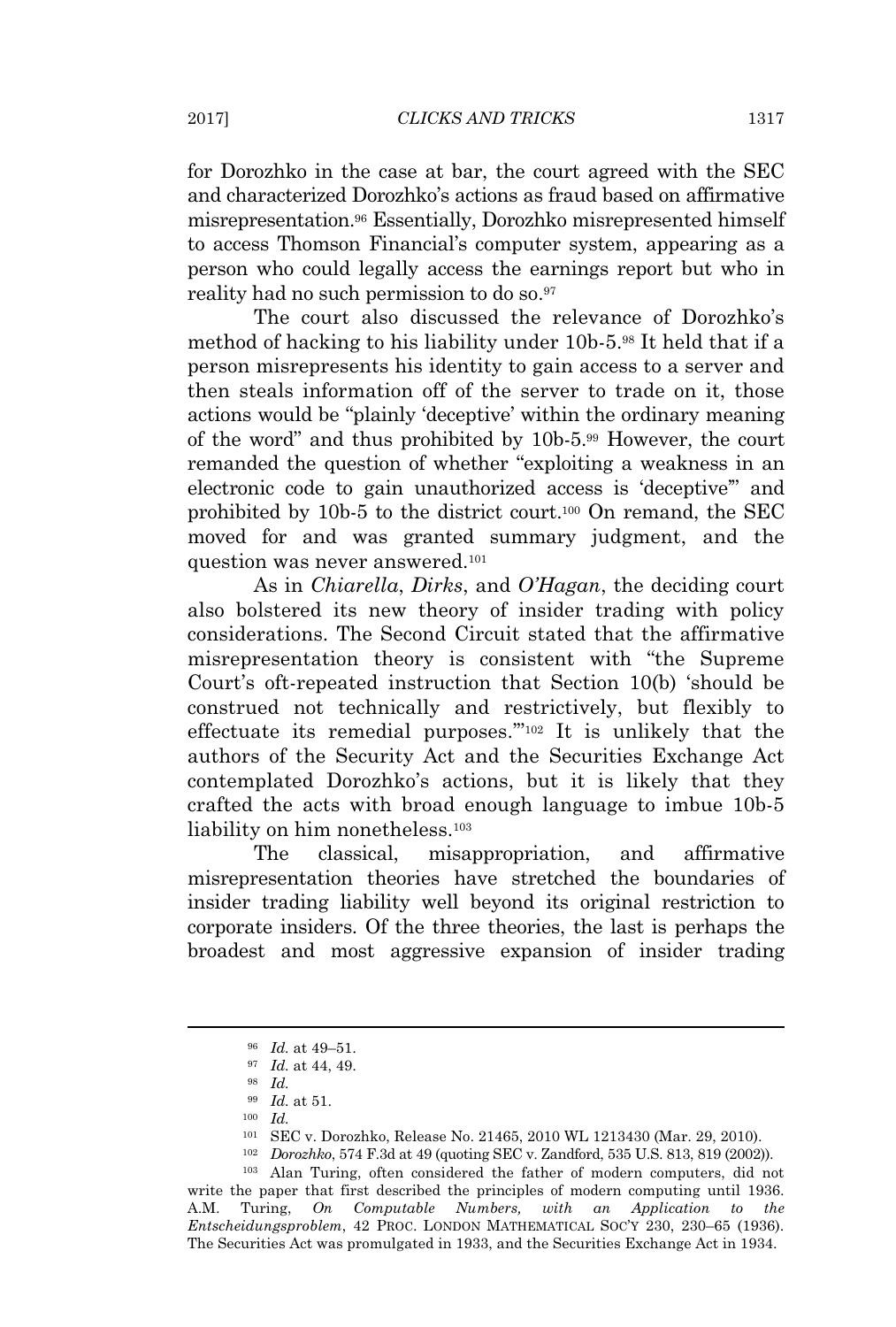for Dorozhko in the case at bar, the court agreed with the SEC and characterized Dorozhko's actions as fraud based on affirmative misrepresentation.[96] Essentially, Dorozhko misrepresented himself to access Thomson Financial's computer system, appearing as a person who could legally access the earnings report but who in reality had no such permission to do so.[97]

The court also discussed the relevance of Dorozhko's method of hacking to his liability under 10b-5.[98] It held that if a person misrepresents his identity to gain access to a server and then steals information off of the server to trade on it, those actions would be "plainly 'deceptive' within the ordinary meaning of the word" and thus prohibited by 10b-5.[99] However, the court remanded the question of whether "exploiting a weakness in an electronic code to gain unauthorized access is 'deceptive'" and prohibited by 10b-5 to the district court.[100] On remand, the SEC moved for and was granted summary judgment, and the question was never answered.[101]

As in *Chiarella*, *Dirks*, and *O'Hagan*, the deciding court also bolstered its new theory of insider trading with policy considerations. The Second Circuit stated that the affirmative misrepresentation theory is consistent with "the Supreme Court's oft-repeated instruction that Section 10(b) 'should be construed not technically and restrictively, but flexibly to effectuate its remedial purposes.'"[102] It is unlikely that the authors of the Security Act and the Securities Exchange Act contemplated Dorozhko's actions, but it is likely that they crafted the acts with broad enough language to imbue 10b-5 liability on him nonetheless.[103]

The classical, misappropriation, and affirmative misrepresentation theories have stretched the boundaries of insider trading liability well beyond its original restriction to corporate insiders. Of the three theories, the last is perhaps the broadest and most aggressive expansion of insider trading

---

[96] *Id.* at 49–51.

[97] *Id.* at 44, 49.

[98] *Id.*

[99] *Id.* at 51.

[100] *Id.*

[101] SEC v. Dorozhko, Release No. 21465, 2010 WL 1213430 (Mar. 29, 2010).

[102] *Dorozhko*, 574 F.3d at 49 (quoting SEC v. Zandford, 535 U.S. 813, 819 (2002)).

[103] Alan Turing, often considered the father of modern computers, did not write the paper that first described the principles of modern computing until 1936. A.M. Turing, *On Computable Numbers, with an Application to the Entscheidungsproblem*, 42 PROC. LONDON MATHEMATICAL SOC'Y 230, 230–65 (1936). The Securities Act was promulgated in 1933, and the Securities Exchange Act in 1934.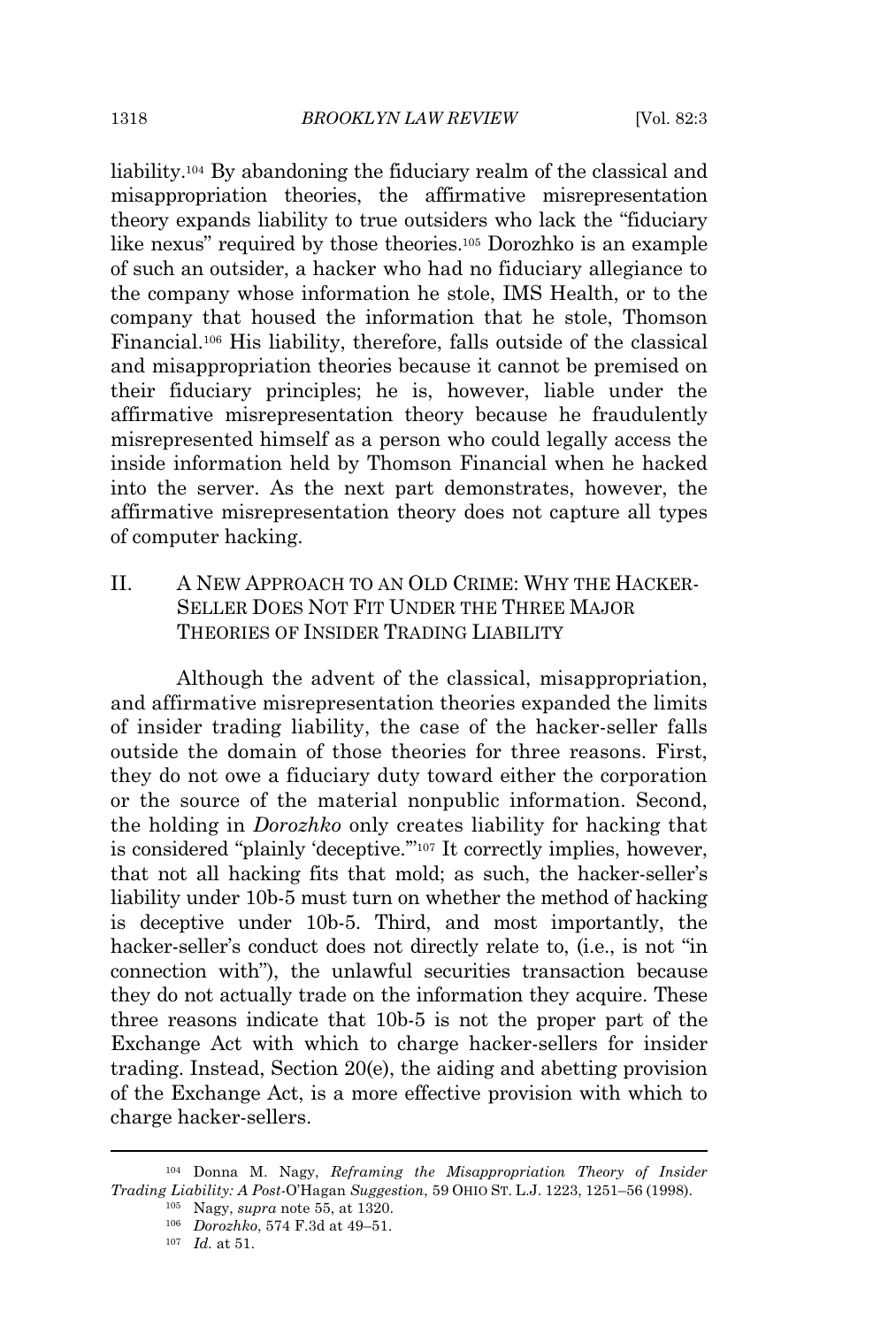liability.[104] By abandoning the fiduciary realm of the classical and misappropriation theories, the affirmative misrepresentation theory expands liability to true outsiders who lack the "fiduciary like nexus" required by those theories.[105] Dorozhko is an example of such an outsider, a hacker who had no fiduciary allegiance to the company whose information he stole, IMS Health, or to the company that housed the information that he stole, Thomson Financial.[106] His liability, therefore, falls outside of the classical and misappropriation theories because it cannot be premised on their fiduciary principles; he is, however, liable under the affirmative misrepresentation theory because he fraudulently misrepresented himself as a person who could legally access the inside information held by Thomson Financial when he hacked into the server. As the next part demonstrates, however, the affirmative misrepresentation theory does not capture all types of computer hacking.

## II. A NEW APPROACH TO AN OLD CRIME: WHY THE HACKER-SELLER DOES NOT FIT UNDER THE THREE MAJOR THEORIES OF INSIDER TRADING LIABILITY

Although the advent of the classical, misappropriation, and affirmative misrepresentation theories expanded the limits of insider trading liability, the case of the hacker-seller falls outside the domain of those theories for three reasons. First, they do not owe a fiduciary duty toward either the corporation or the source of the material nonpublic information. Second, the holding in *Dorozhko* only creates liability for hacking that is considered "plainly 'deceptive.'"[107] It correctly implies, however, that not all hacking fits that mold; as such, the hacker-seller's liability under 10b-5 must turn on whether the method of hacking is deceptive under 10b-5. Third, and most importantly, the hacker-seller's conduct does not directly relate to, (i.e., is not "in connection with"), the unlawful securities transaction because they do not actually trade on the information they acquire. These three reasons indicate that 10b-5 is not the proper part of the Exchange Act with which to charge hacker-sellers for insider trading. Instead, Section 20(e), the aiding and abetting provision of the Exchange Act, is a more effective provision with which to charge hacker-sellers.

---

[104] Donna M. Nagy, *Reframing the Misappropriation Theory of Insider Trading Liability: A Post-*O'Hagan *Suggestion*, 59 OHIO ST. L.J. 1223, 1251–56 (1998).

[105] Nagy, *supra* note 55, at 1320.

[106] *Dorozhko*, 574 F.3d at 49–51.

[107] *Id.* at 51.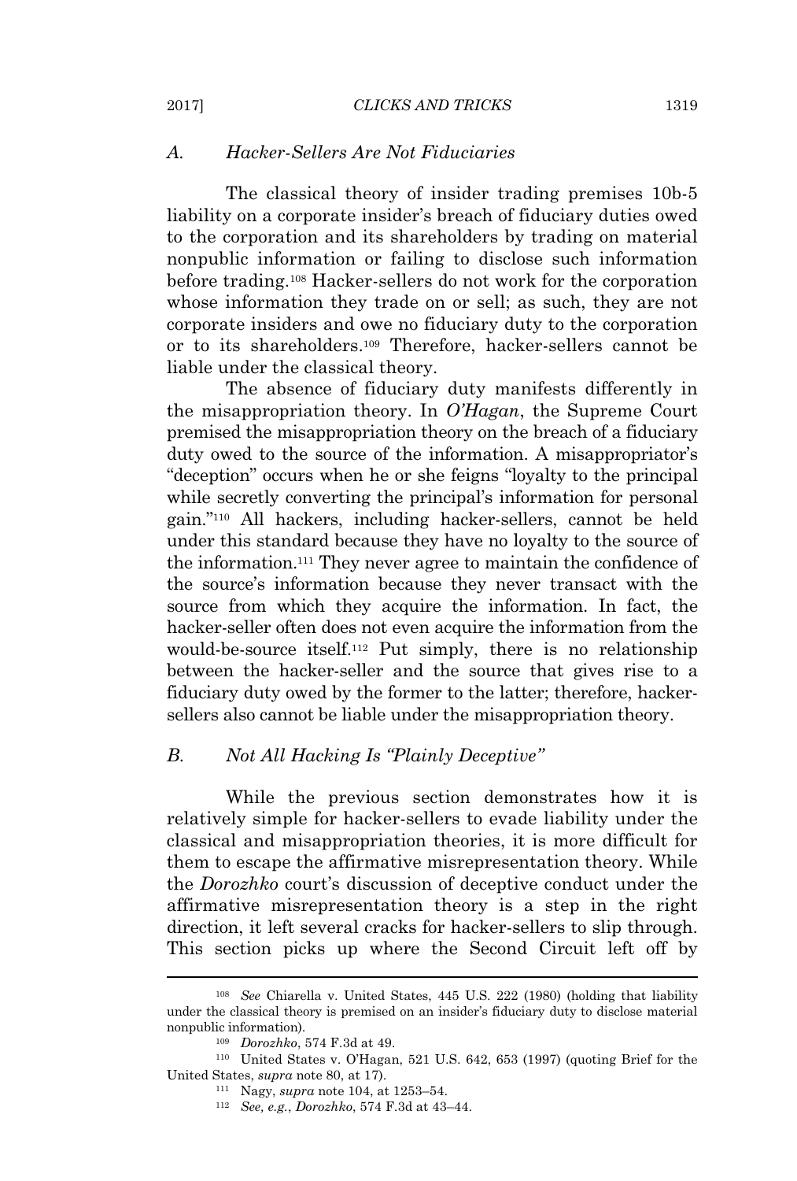### *A. Hacker-Sellers Are Not Fiduciaries*

The classical theory of insider trading premises 10b-5 liability on a corporate insider's breach of fiduciary duties owed to the corporation and its shareholders by trading on material nonpublic information or failing to disclose such information before trading.[108] Hacker-sellers do not work for the corporation whose information they trade on or sell; as such, they are not corporate insiders and owe no fiduciary duty to the corporation or to its shareholders.[109] Therefore, hacker-sellers cannot be liable under the classical theory.

The absence of fiduciary duty manifests differently in the misappropriation theory. In *O'Hagan*, the Supreme Court premised the misappropriation theory on the breach of a fiduciary duty owed to the source of the information. A misappropriator's "deception" occurs when he or she feigns "loyalty to the principal while secretly converting the principal's information for personal gain."[110] All hackers, including hacker-sellers, cannot be held under this standard because they have no loyalty to the source of the information.[111] They never agree to maintain the confidence of the source's information because they never transact with the source from which they acquire the information. In fact, the hacker-seller often does not even acquire the information from the would-be-source itself.[112] Put simply, there is no relationship between the hacker-seller and the source that gives rise to a fiduciary duty owed by the former to the latter; therefore, hacker-sellers also cannot be liable under the misappropriation theory.

### *B. Not All Hacking Is "Plainly Deceptive"*

While the previous section demonstrates how it is relatively simple for hacker-sellers to evade liability under the classical and misappropriation theories, it is more difficult for them to escape the affirmative misrepresentation theory. While the *Dorozhko* court's discussion of deceptive conduct under the affirmative misrepresentation theory is a step in the right direction, it left several cracks for hacker-sellers to slip through. This section picks up where the Second Circuit left off by

---

[108] *See* Chiarella v. United States, 445 U.S. 222 (1980) (holding that liability under the classical theory is premised on an insider's fiduciary duty to disclose material nonpublic information).

[109] *Dorozhko*, 574 F.3d at 49.

[110] United States v. O'Hagan, 521 U.S. 642, 653 (1997) (quoting Brief for the United States, *supra* note 80, at 17).

[111] Nagy, *supra* note 104, at 1253–54.

[112] *See, e.g.*, *Dorozhko*, 574 F.3d at 43–44.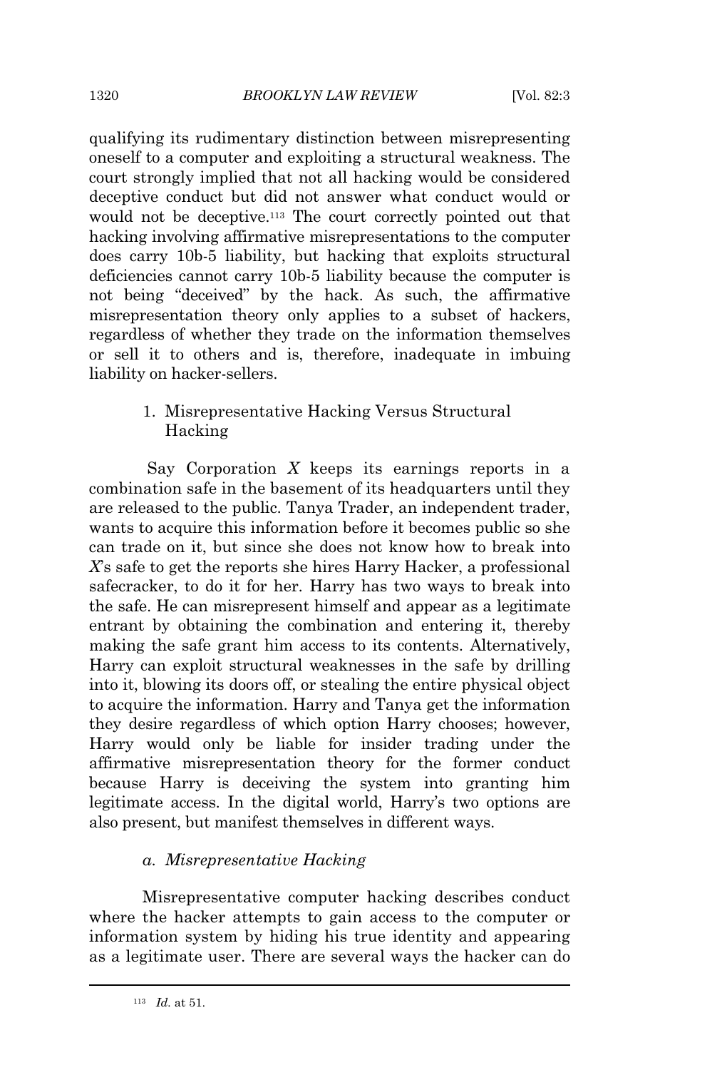qualifying its rudimentary distinction between misrepresenting oneself to a computer and exploiting a structural weakness. The court strongly implied that not all hacking would be considered deceptive conduct but did not answer what conduct would or would not be deceptive.[113] The court correctly pointed out that hacking involving affirmative misrepresentations to the computer does carry 10b-5 liability, but hacking that exploits structural deficiencies cannot carry 10b-5 liability because the computer is not being "deceived" by the hack. As such, the affirmative misrepresentation theory only applies to a subset of hackers, regardless of whether they trade on the information themselves or sell it to others and is, therefore, inadequate in imbuing liability on hacker-sellers.

### 1. Misrepresentative Hacking Versus Structural Hacking

Say Corporation *X* keeps its earnings reports in a combination safe in the basement of its headquarters until they are released to the public. Tanya Trader, an independent trader, wants to acquire this information before it becomes public so she can trade on it, but since she does not know how to break into *X*'s safe to get the reports she hires Harry Hacker, a professional safecracker, to do it for her. Harry has two ways to break into the safe. He can misrepresent himself and appear as a legitimate entrant by obtaining the combination and entering it, thereby making the safe grant him access to its contents. Alternatively, Harry can exploit structural weaknesses in the safe by drilling into it, blowing its doors off, or stealing the entire physical object to acquire the information. Harry and Tanya get the information they desire regardless of which option Harry chooses; however, Harry would only be liable for insider trading under the affirmative misrepresentation theory for the former conduct because Harry is deceiving the system into granting him legitimate access. In the digital world, Harry's two options are also present, but manifest themselves in different ways.

#### *a. Misrepresentative Hacking*

Misrepresentative computer hacking describes conduct where the hacker attempts to gain access to the computer or information system by hiding his true identity and appearing as a legitimate user. There are several ways the hacker can do

---

[113] *Id.* at 51.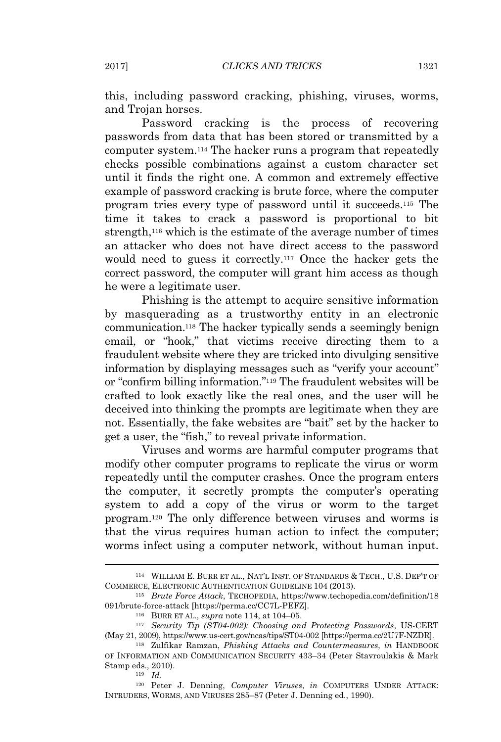this, including password cracking, phishing, viruses, worms, and Trojan horses.

Password cracking is the process of recovering passwords from data that has been stored or transmitted by a computer system.[114] The hacker runs a program that repeatedly checks possible combinations against a custom character set until it finds the right one. A common and extremely effective example of password cracking is brute force, where the computer program tries every type of password until it succeeds.[115] The time it takes to crack a password is proportional to bit strength,[116] which is the estimate of the average number of times an attacker who does not have direct access to the password would need to guess it correctly.[117] Once the hacker gets the correct password, the computer will grant him access as though he were a legitimate user.

Phishing is the attempt to acquire sensitive information by masquerading as a trustworthy entity in an electronic communication.[118] The hacker typically sends a seemingly benign email, or "hook," that victims receive directing them to a fraudulent website where they are tricked into divulging sensitive information by displaying messages such as "verify your account" or "confirm billing information."[119] The fraudulent websites will be crafted to look exactly like the real ones, and the user will be deceived into thinking the prompts are legitimate when they are not. Essentially, the fake websites are "bait" set by the hacker to get a user, the "fish," to reveal private information.

Viruses and worms are harmful computer programs that modify other computer programs to replicate the virus or worm repeatedly until the computer crashes. Once the program enters the computer, it secretly prompts the computer's operating system to add a copy of the virus or worm to the target program.[120] The only difference between viruses and worms is that the virus requires human action to infect the computer; worms infect using a computer network, without human input.

---

[114] WILLIAM E. BURR ET AL., NAT'L INST. OF STANDARDS & TECH., U.S. DEP'T OF COMMERCE, ELECTRONIC AUTHENTICATION GUIDELINE 104 (2013).

[115] *Brute Force Attack*, TECHOPEDIA, https://www.techopedia.com/definition/18091/brute-force-attack [https://perma.cc/CC7L-PEFZ].

[116] BURR ET AL., *supra* note 114, at 104–05.

[117] *Security Tip (ST04-002): Choosing and Protecting Passwords*, US-CERT (May 21, 2009), https://www.us-cert.gov/ncas/tips/ST04-002 [https://perma.cc/2U7F-NZDR].

[118] Zulfikar Ramzan, *Phishing Attacks and Countermeasures*, *in* HANDBOOK OF INFORMATION AND COMMUNICATION SECURITY 433–34 (Peter Stavroulakis & Mark Stamp eds., 2010).

[119] *Id.*

[120] Peter J. Denning, *Computer Viruses*, *in* COMPUTERS UNDER ATTACK: INTRUDERS, WORMS, AND VIRUSES 285–87 (Peter J. Denning ed., 1990).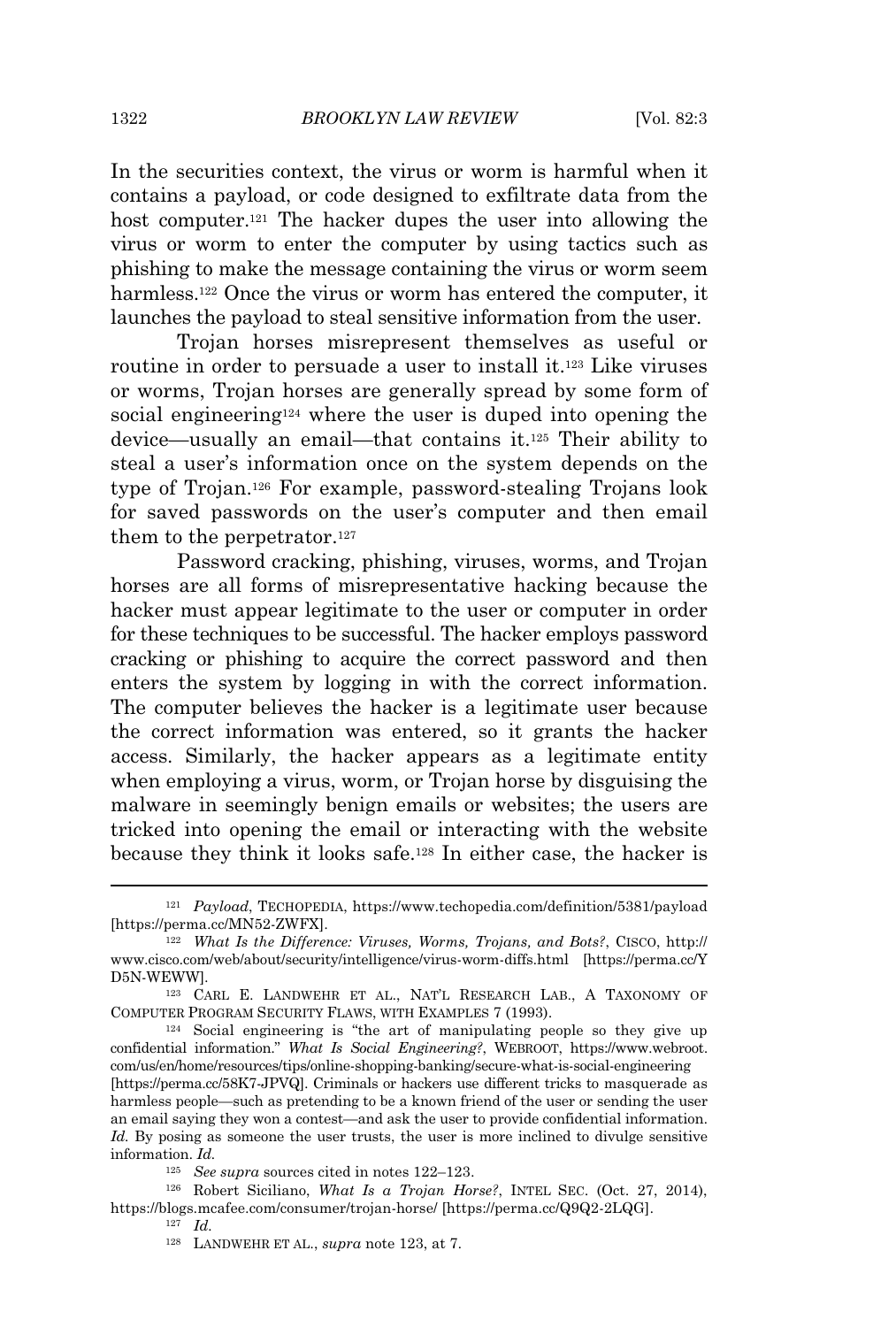In the securities context, the virus or worm is harmful when it contains a payload, or code designed to exfiltrate data from the host computer.[121] The hacker dupes the user into allowing the virus or worm to enter the computer by using tactics such as phishing to make the message containing the virus or worm seem harmless.[122] Once the virus or worm has entered the computer, it launches the payload to steal sensitive information from the user.

Trojan horses misrepresent themselves as useful or routine in order to persuade a user to install it.[123] Like viruses or worms, Trojan horses are generally spread by some form of social engineering[124] where the user is duped into opening the device—usually an email—that contains it.[125] Their ability to steal a user's information once on the system depends on the type of Trojan.[126] For example, password-stealing Trojans look for saved passwords on the user's computer and then email them to the perpetrator.[127]

Password cracking, phishing, viruses, worms, and Trojan horses are all forms of misrepresentative hacking because the hacker must appear legitimate to the user or computer in order for these techniques to be successful. The hacker employs password cracking or phishing to acquire the correct password and then enters the system by logging in with the correct information. The computer believes the hacker is a legitimate user because the correct information was entered, so it grants the hacker access. Similarly, the hacker appears as a legitimate entity when employing a virus, worm, or Trojan horse by disguising the malware in seemingly benign emails or websites; the users are tricked into opening the email or interacting with the website because they think it looks safe.[128] In either case, the hacker is

---

[121] *Payload*, TECHOPEDIA, https://www.techopedia.com/definition/5381/payload [https://perma.cc/MN52-ZWFX].

[122] *What Is the Difference: Viruses, Worms, Trojans, and Bots?*, CISCO, http://www.cisco.com/web/about/security/intelligence/virus-worm-diffs.html [https://perma.cc/YD5N-WEWW].

[123] CARL E. LANDWEHR ET AL., NAT'L RESEARCH LAB., A TAXONOMY OF COMPUTER PROGRAM SECURITY FLAWS, WITH EXAMPLES 7 (1993).

[124] Social engineering is "the art of manipulating people so they give up confidential information." *What Is Social Engineering?*, WEBROOT, https://www.webroot.com/us/en/home/resources/tips/online-shopping-banking/secure-what-is-social-engineering [https://perma.cc/58K7-JPVQ]. Criminals or hackers use different tricks to masquerade as harmless people—such as pretending to be a known friend of the user or sending the user an email saying they won a contest—and ask the user to provide confidential information. *Id.* By posing as someone the user trusts, the user is more inclined to divulge sensitive information. *Id.*

[125] *See supra* sources cited in notes 122–123.

[126] Robert Siciliano, *What Is a Trojan Horse?*, INTEL SEC. (Oct. 27, 2014), https://blogs.mcafee.com/consumer/trojan-horse/ [https://perma.cc/Q9Q2-2LQG].

[127] *Id.*

[128] LANDWEHR ET AL., *supra* note 123, at 7.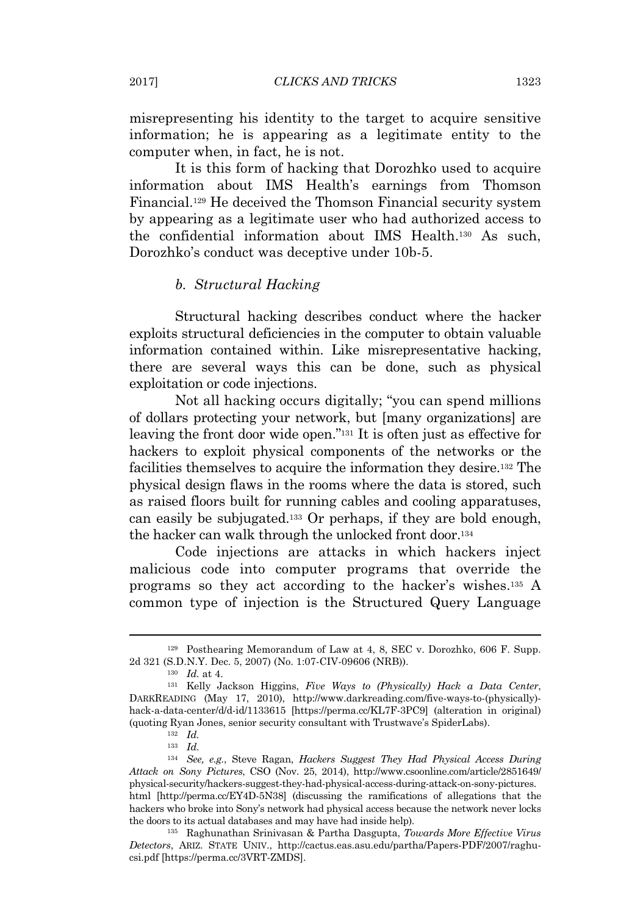misrepresenting his identity to the target to acquire sensitive information; he is appearing as a legitimate entity to the computer when, in fact, he is not.

It is this form of hacking that Dorozhko used to acquire information about IMS Health's earnings from Thomson Financial.[129] He deceived the Thomson Financial security system by appearing as a legitimate user who had authorized access to the confidential information about IMS Health.[130] As such, Dorozhko's conduct was deceptive under 10b-5.

*b. Structural Hacking*

Structural hacking describes conduct where the hacker exploits structural deficiencies in the computer to obtain valuable information contained within. Like misrepresentative hacking, there are several ways this can be done, such as physical exploitation or code injections.

Not all hacking occurs digitally; "you can spend millions of dollars protecting your network, but [many organizations] are leaving the front door wide open."[131] It is often just as effective for hackers to exploit physical components of the networks or the facilities themselves to acquire the information they desire.[132] The physical design flaws in the rooms where the data is stored, such as raised floors built for running cables and cooling apparatuses, can easily be subjugated.[133] Or perhaps, if they are bold enough, the hacker can walk through the unlocked front door.[134]

Code injections are attacks in which hackers inject malicious code into computer programs that override the programs so they act according to the hacker's wishes.[135] A common type of injection is the Structured Query Language

---

[129] Posthearing Memorandum of Law at 4, 8, SEC v. Dorozhko, 606 F. Supp. 2d 321 (S.D.N.Y. Dec. 5, 2007) (No. 1:07-CIV-09606 (NRB)).

[130] *Id.* at 4.

[131] Kelly Jackson Higgins, *Five Ways to (Physically) Hack a Data Center*, DARKREADING (May 17, 2010), http://www.darkreading.com/five-ways-to-(physically)-hack-a-data-center/d/d-id/1133615 [https://perma.cc/KL7F-3PC9] (alteration in original) (quoting Ryan Jones, senior security consultant with Trustwave's SpiderLabs).

[132] *Id.*

[133] *Id.*

[134] *See, e.g.*, Steve Ragan, *Hackers Suggest They Had Physical Access During Attack on Sony Pictures*, CSO (Nov. 25, 2014), http://www.csoonline.com/article/2851649/physical-security/hackers-suggest-they-had-physical-access-during-attack-on-sony-pictures.html [http://perma.cc/EY4D-5N38] (discussing the ramifications of allegations that the hackers who broke into Sony's network had physical access because the network never locks the doors to its actual databases and may have had inside help).

[135] Raghunathan Srinivasan & Partha Dasgupta, *Towards More Effective Virus Detectors*, ARIZ. STATE UNIV., http://cactus.eas.asu.edu/partha/Papers-PDF/2007/raghu-csi.pdf [https://perma.cc/3VRT-ZMDS].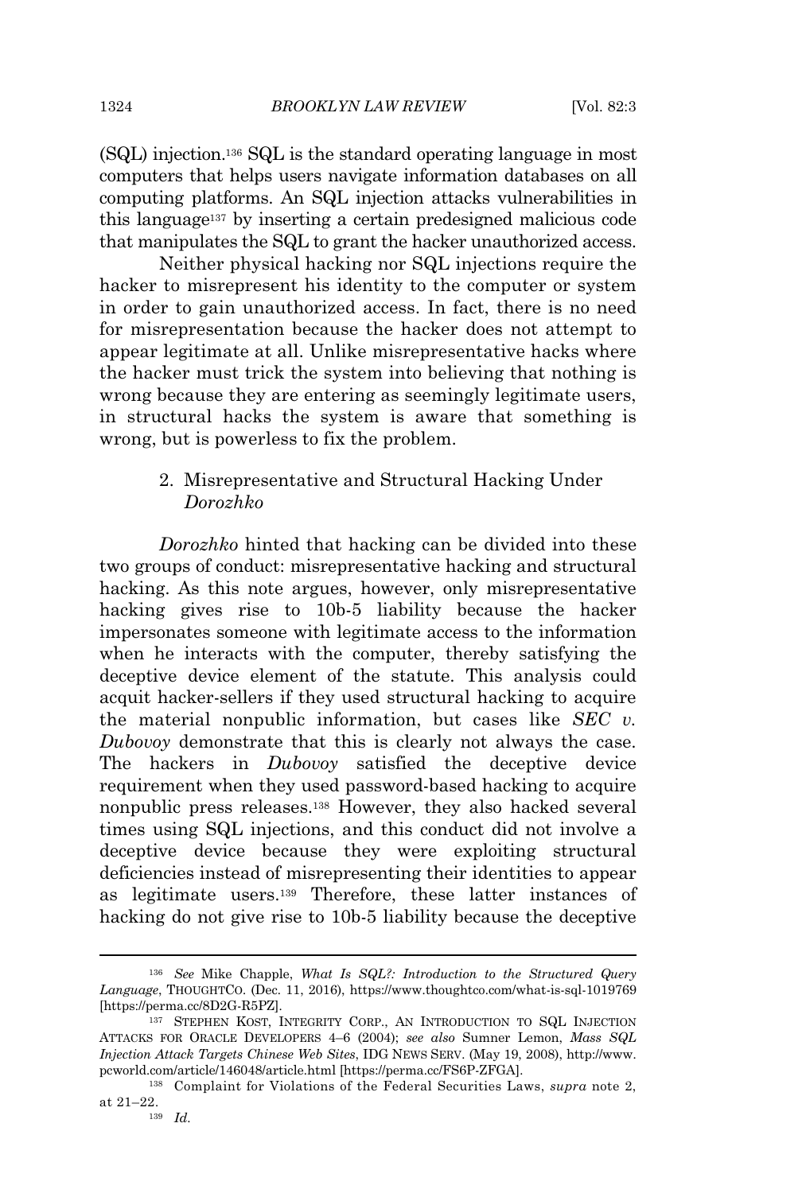(SQL) injection.[136] SQL is the standard operating language in most computers that helps users navigate information databases on all computing platforms. An SQL injection attacks vulnerabilities in this language[137] by inserting a certain predesigned malicious code that manipulates the SQL to grant the hacker unauthorized access.

Neither physical hacking nor SQL injections require the hacker to misrepresent his identity to the computer or system in order to gain unauthorized access. In fact, there is no need for misrepresentation because the hacker does not attempt to appear legitimate at all. Unlike misrepresentative hacks where the hacker must trick the system into believing that nothing is wrong because they are entering as seemingly legitimate users, in structural hacks the system is aware that something is wrong, but is powerless to fix the problem.

### 2. Misrepresentative and Structural Hacking Under *Dorozhko*

*Dorozhko* hinted that hacking can be divided into these two groups of conduct: misrepresentative hacking and structural hacking. As this note argues, however, only misrepresentative hacking gives rise to 10b-5 liability because the hacker impersonates someone with legitimate access to the information when he interacts with the computer, thereby satisfying the deceptive device element of the statute. This analysis could acquit hacker-sellers if they used structural hacking to acquire the material nonpublic information, but cases like *SEC v. Dubovoy* demonstrate that this is clearly not always the case. The hackers in *Dubovoy* satisfied the deceptive device requirement when they used password-based hacking to acquire nonpublic press releases.[138] However, they also hacked several times using SQL injections, and this conduct did not involve a deceptive device because they were exploiting structural deficiencies instead of misrepresenting their identities to appear as legitimate users.[139] Therefore, these latter instances of hacking do not give rise to 10b-5 liability because the deceptive

---

[136] *See* Mike Chapple, *What Is SQL?: Introduction to the Structured Query Language*, THOUGHTCO. (Dec. 11, 2016), https://www.thoughtco.com/what-is-sql-1019769 [https://perma.cc/8D2G-R5PZ].

[137] STEPHEN KOST, INTEGRITY CORP., AN INTRODUCTION TO SQL INJECTION ATTACKS FOR ORACLE DEVELOPERS 4–6 (2004); *see also* Sumner Lemon, *Mass SQL Injection Attack Targets Chinese Web Sites*, IDG NEWS SERV. (May 19, 2008), http://www.pcworld.com/article/146048/article.html [https://perma.cc/FS6P-ZFGA].

[138] Complaint for Violations of the Federal Securities Laws, *supra* note 2, at 21–22.

[139] *Id.*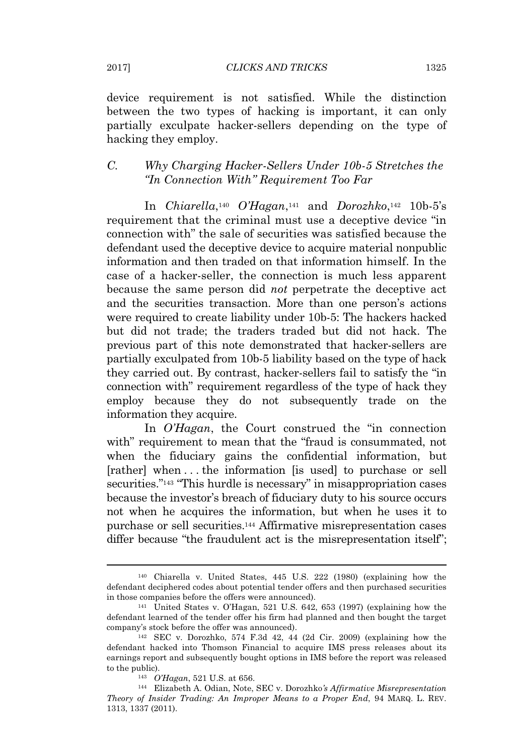device requirement is not satisfied. While the distinction between the two types of hacking is important, it can only partially exculpate hacker-sellers depending on the type of hacking they employ.

### C. *Why Charging Hacker-Sellers Under 10b-5 Stretches the "In Connection With" Requirement Too Far*

In *Chiarella*,[140] *O'Hagan*,[141] and *Dorozhko*,[142] 10b-5's requirement that the criminal must use a deceptive device "in connection with" the sale of securities was satisfied because the defendant used the deceptive device to acquire material nonpublic information and then traded on that information himself. In the case of a hacker-seller, the connection is much less apparent because the same person did *not* perpetrate the deceptive act and the securities transaction. More than one person's actions were required to create liability under 10b-5: The hackers hacked but did not trade; the traders traded but did not hack. The previous part of this note demonstrated that hacker-sellers are partially exculpated from 10b-5 liability based on the type of hack they carried out. By contrast, hacker-sellers fail to satisfy the "in connection with" requirement regardless of the type of hack they employ because they do not subsequently trade on the information they acquire.

In *O'Hagan*, the Court construed the "in connection with" requirement to mean that the "fraud is consummated, not when the fiduciary gains the confidential information, but [rather] when . . . the information [is used] to purchase or sell securities."[143] "This hurdle is necessary" in misappropriation cases because the investor's breach of fiduciary duty to his source occurs not when he acquires the information, but when he uses it to purchase or sell securities.[144] Affirmative misrepresentation cases differ because "the fraudulent act is the misrepresentation itself";

---

[140] Chiarella v. United States, 445 U.S. 222 (1980) (explaining how the defendant deciphered codes about potential tender offers and then purchased securities in those companies before the offers were announced).

[141] United States v. O'Hagan, 521 U.S. 642, 653 (1997) (explaining how the defendant learned of the tender offer his firm had planned and then bought the target company's stock before the offer was announced).

[142] SEC v. Dorozhko, 574 F.3d 42, 44 (2d Cir. 2009) (explaining how the defendant hacked into Thomson Financial to acquire IMS press releases about its earnings report and subsequently bought options in IMS before the report was released to the public).

[143] *O'Hagan*, 521 U.S. at 656.

[144] Elizabeth A. Odian, Note, SEC v. Dorozhko*'s Affirmative Misrepresentation Theory of Insider Trading: An Improper Means to a Proper End*, 94 MARQ. L. REV. 1313, 1337 (2011).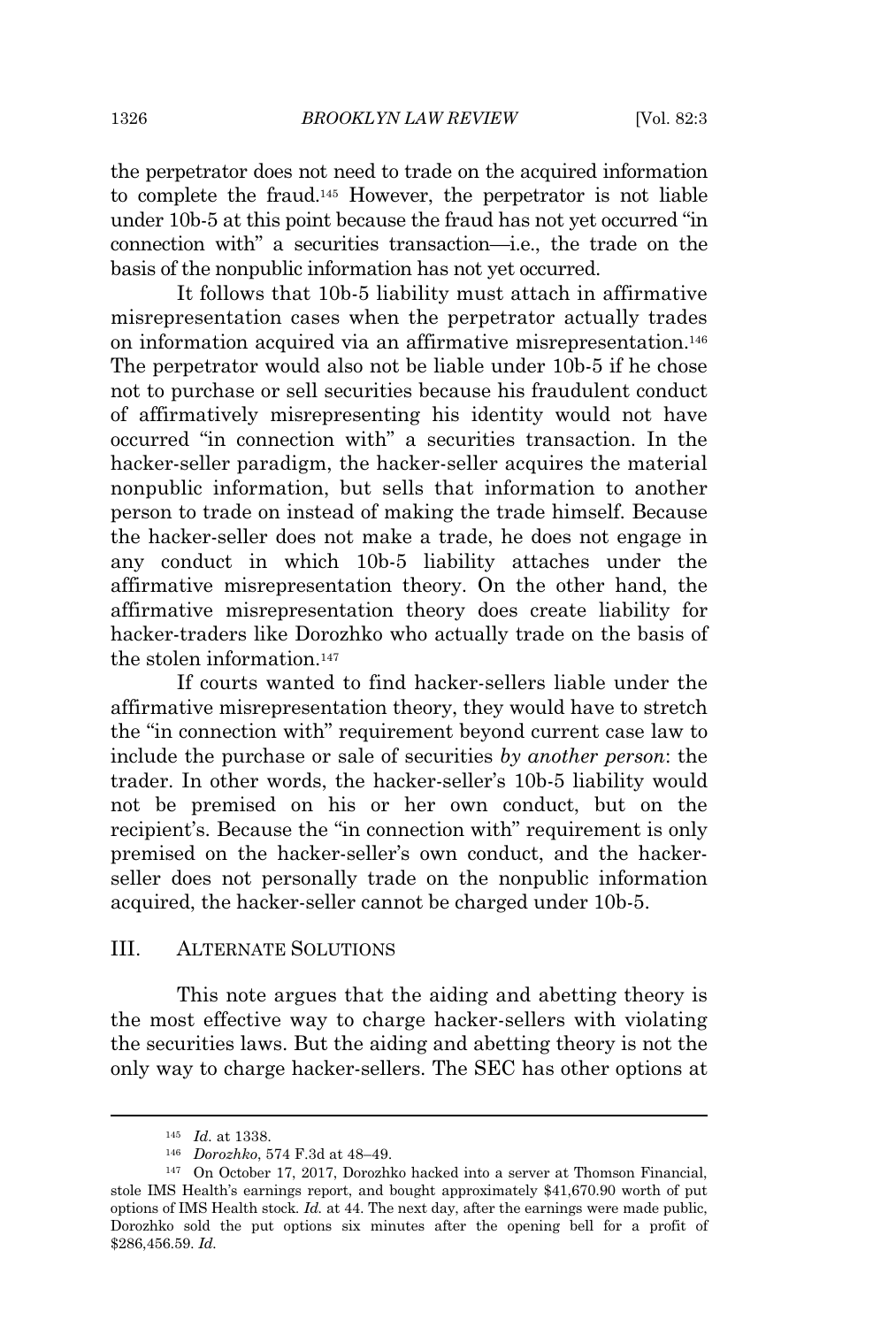the perpetrator does not need to trade on the acquired information to complete the fraud.[145] However, the perpetrator is not liable under 10b-5 at this point because the fraud has not yet occurred "in connection with" a securities transaction—i.e., the trade on the basis of the nonpublic information has not yet occurred.

It follows that 10b-5 liability must attach in affirmative misrepresentation cases when the perpetrator actually trades on information acquired via an affirmative misrepresentation.[146] The perpetrator would also not be liable under 10b-5 if he chose not to purchase or sell securities because his fraudulent conduct of affirmatively misrepresenting his identity would not have occurred "in connection with" a securities transaction. In the hacker-seller paradigm, the hacker-seller acquires the material nonpublic information, but sells that information to another person to trade on instead of making the trade himself. Because the hacker-seller does not make a trade, he does not engage in any conduct in which 10b-5 liability attaches under the affirmative misrepresentation theory. On the other hand, the affirmative misrepresentation theory does create liability for hacker-traders like Dorozhko who actually trade on the basis of the stolen information.[147]

If courts wanted to find hacker-sellers liable under the affirmative misrepresentation theory, they would have to stretch the "in connection with" requirement beyond current case law to include the purchase or sale of securities *by another person*: the trader. In other words, the hacker-seller's 10b-5 liability would not be premised on his or her own conduct, but on the recipient's. Because the "in connection with" requirement is only premised on the hacker-seller's own conduct, and the hacker-seller does not personally trade on the nonpublic information acquired, the hacker-seller cannot be charged under 10b-5.

## III. ALTERNATE SOLUTIONS

This note argues that the aiding and abetting theory is the most effective way to charge hacker-sellers with violating the securities laws. But the aiding and abetting theory is not the only way to charge hacker-sellers. The SEC has other options at

---

[145] *Id.* at 1338.

[146] *Dorozhko*, 574 F.3d at 48–49.

[147] On October 17, 2017, Dorozhko hacked into a server at Thomson Financial, stole IMS Health's earnings report, and bought approximately $41,670.90 worth of put options of IMS Health stock. *Id.* at 44. The next day, after the earnings were made public, Dorozhko sold the put options six minutes after the opening bell for a profit of $286,456.59. *Id.*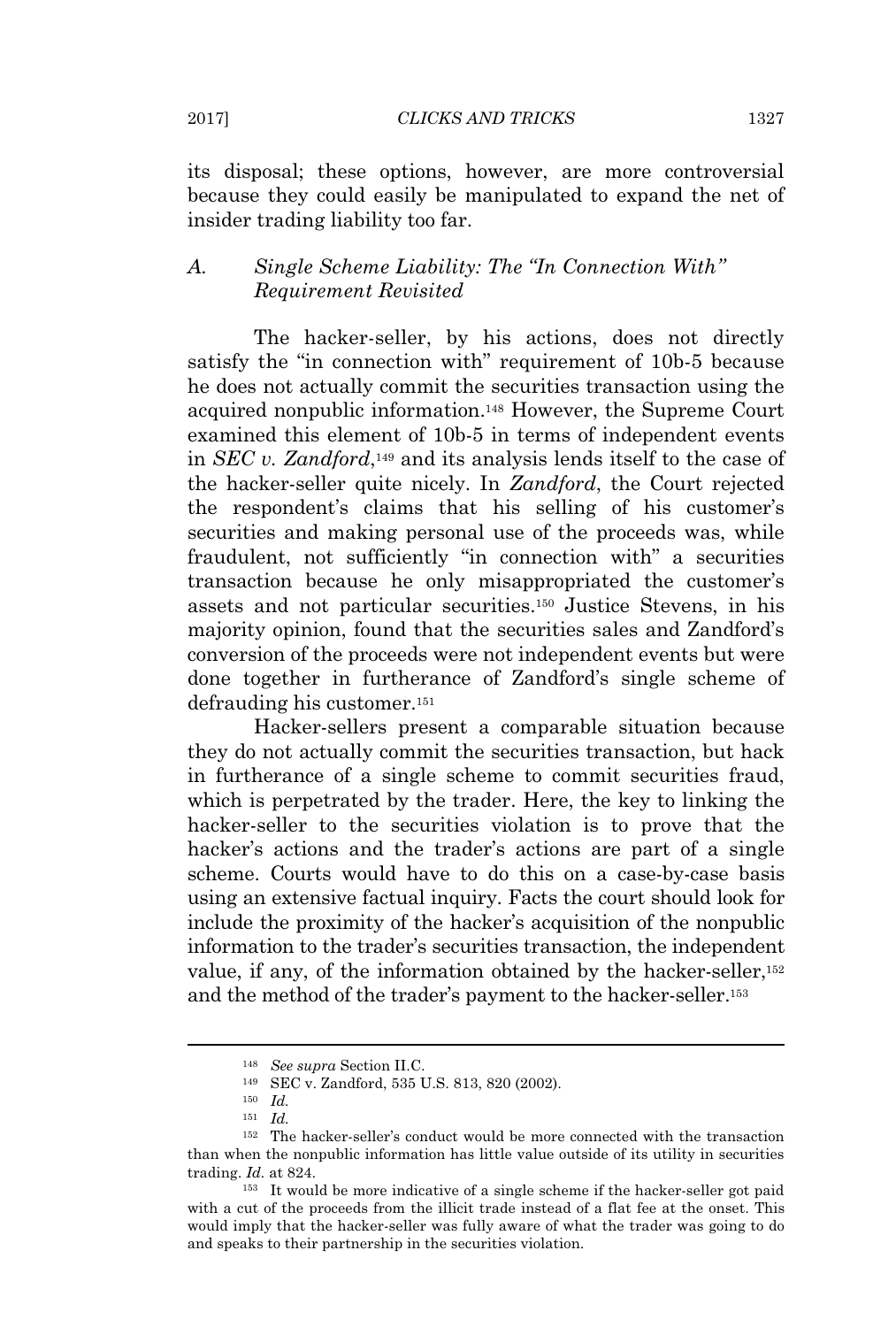its disposal; these options, however, are more controversial because they could easily be manipulated to expand the net of insider trading liability too far.

### *A. Single Scheme Liability: The "In Connection With" Requirement Revisited*

The hacker-seller, by his actions, does not directly satisfy the "in connection with" requirement of 10b-5 because he does not actually commit the securities transaction using the acquired nonpublic information.[148] However, the Supreme Court examined this element of 10b-5 in terms of independent events in *SEC v. Zandford*,[149] and its analysis lends itself to the case of the hacker-seller quite nicely. In *Zandford*, the Court rejected the respondent's claims that his selling of his customer's securities and making personal use of the proceeds was, while fraudulent, not sufficiently "in connection with" a securities transaction because he only misappropriated the customer's assets and not particular securities.[150] Justice Stevens, in his majority opinion, found that the securities sales and Zandford's conversion of the proceeds were not independent events but were done together in furtherance of Zandford's single scheme of defrauding his customer.[151]

Hacker-sellers present a comparable situation because they do not actually commit the securities transaction, but hack in furtherance of a single scheme to commit securities fraud, which is perpetrated by the trader. Here, the key to linking the hacker-seller to the securities violation is to prove that the hacker's actions and the trader's actions are part of a single scheme. Courts would have to do this on a case-by-case basis using an extensive factual inquiry. Facts the court should look for include the proximity of the hacker's acquisition of the nonpublic information to the trader's securities transaction, the independent value, if any, of the information obtained by the hacker-seller,[152] and the method of the trader's payment to the hacker-seller.[153]

---

[148] *See supra* Section II.C.

[149] SEC v. Zandford, 535 U.S. 813, 820 (2002).

[150] *Id.*

[151] *Id.*

[152] The hacker-seller's conduct would be more connected with the transaction than when the nonpublic information has little value outside of its utility in securities trading. *Id.* at 824.

[153] It would be more indicative of a single scheme if the hacker-seller got paid with a cut of the proceeds from the illicit trade instead of a flat fee at the onset. This would imply that the hacker-seller was fully aware of what the trader was going to do and speaks to their partnership in the securities violation.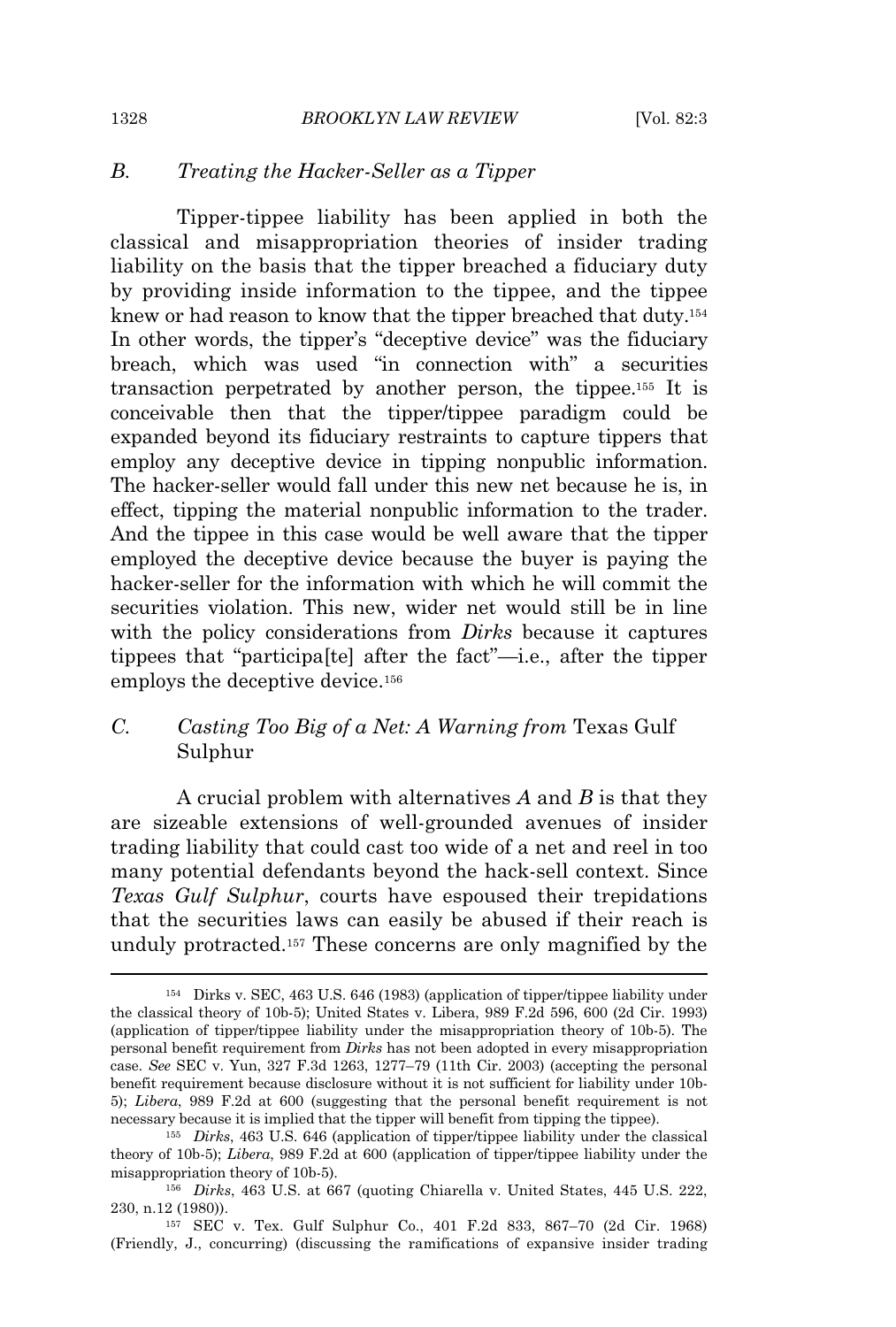### B. *Treating the Hacker-Seller as a Tipper*

Tipper-tippee liability has been applied in both the classical and misappropriation theories of insider trading liability on the basis that the tipper breached a fiduciary duty by providing inside information to the tippee, and the tippee knew or had reason to know that the tipper breached that duty.[154] In other words, the tipper's "deceptive device" was the fiduciary breach, which was used "in connection with" a securities transaction perpetrated by another person, the tippee.[155] It is conceivable then that the tipper/tippee paradigm could be expanded beyond its fiduciary restraints to capture tippers that employ any deceptive device in tipping nonpublic information. The hacker-seller would fall under this new net because he is, in effect, tipping the material nonpublic information to the trader. And the tippee in this case would be well aware that the tipper employed the deceptive device because the buyer is paying the hacker-seller for the information with which he will commit the securities violation. This new, wider net would still be in line with the policy considerations from *Dirks* because it captures tippees that "participa[te] after the fact"—i.e., after the tipper employs the deceptive device.[156]

### C. *Casting Too Big of a Net: A Warning from* Texas Gulf Sulphur

A crucial problem with alternatives *A* and *B* is that they are sizeable extensions of well-grounded avenues of insider trading liability that could cast too wide of a net and reel in too many potential defendants beyond the hack-sell context. Since *Texas Gulf Sulphur*, courts have espoused their trepidations that the securities laws can easily be abused if their reach is unduly protracted.[157] These concerns are only magnified by the

---

[154] Dirks v. SEC, 463 U.S. 646 (1983) (application of tipper/tippee liability under the classical theory of 10b-5); United States v. Libera, 989 F.2d 596, 600 (2d Cir. 1993) (application of tipper/tippee liability under the misappropriation theory of 10b-5). The personal benefit requirement from *Dirks* has not been adopted in every misappropriation case. *See* SEC v. Yun, 327 F.3d 1263, 1277–79 (11th Cir. 2003) (accepting the personal benefit requirement because disclosure without it is not sufficient for liability under 10b-5); *Libera*, 989 F.2d at 600 (suggesting that the personal benefit requirement is not necessary because it is implied that the tipper will benefit from tipping the tippee).

[155] *Dirks*, 463 U.S. 646 (application of tipper/tippee liability under the classical theory of 10b-5); *Libera*, 989 F.2d at 600 (application of tipper/tippee liability under the misappropriation theory of 10b-5).

[156] *Dirks*, 463 U.S. at 667 (quoting Chiarella v. United States, 445 U.S. 222, 230, n.12 (1980)).

[157] SEC v. Tex. Gulf Sulphur Co., 401 F.2d 833, 867–70 (2d Cir. 1968) (Friendly, J., concurring) (discussing the ramifications of expansive insider trading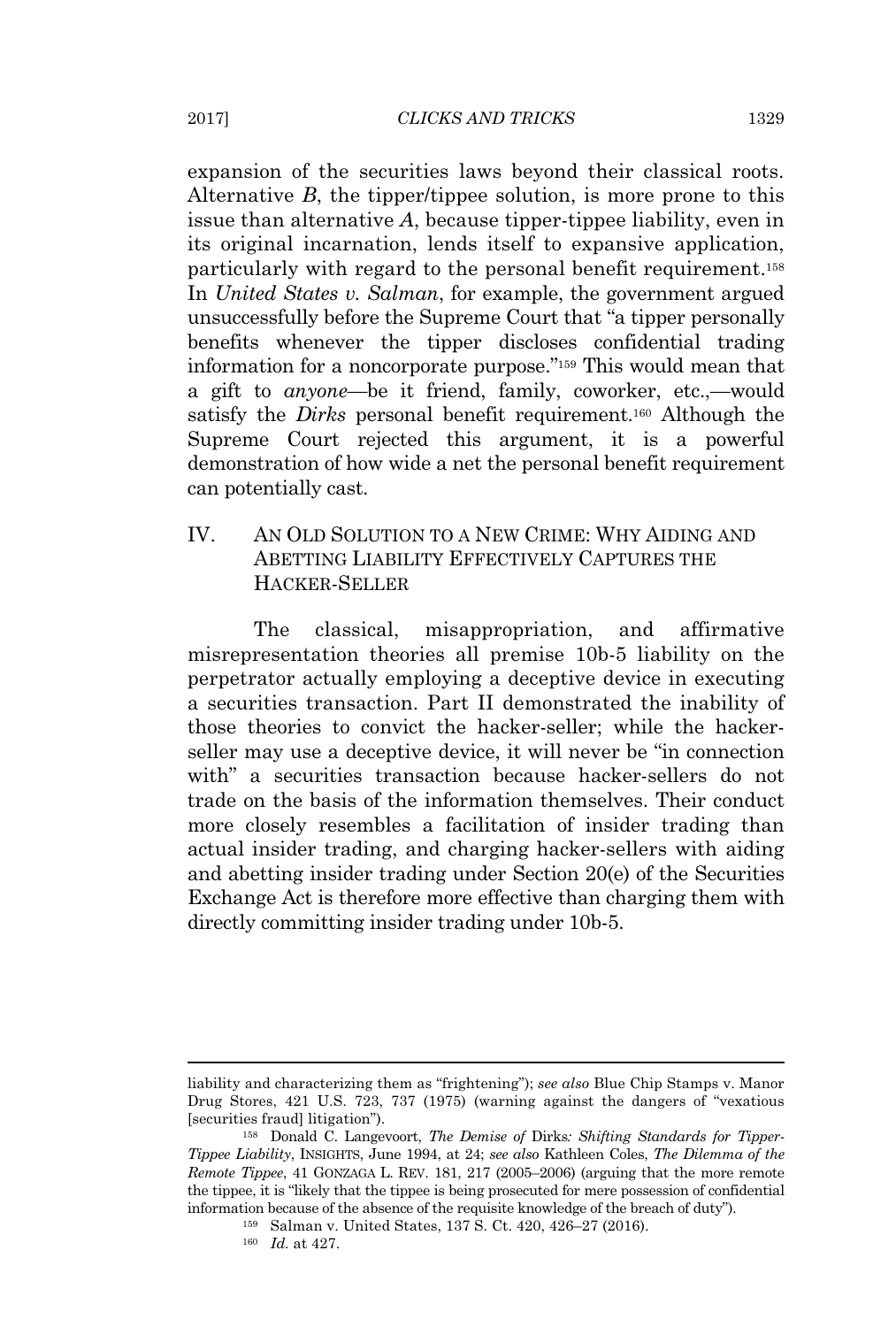expansion of the securities laws beyond their classical roots. Alternative *B*, the tipper/tippee solution, is more prone to this issue than alternative *A*, because tipper-tippee liability, even in its original incarnation, lends itself to expansive application, particularly with regard to the personal benefit requirement.[158] In *United States v. Salman*, for example, the government argued unsuccessfully before the Supreme Court that "a tipper personally benefits whenever the tipper discloses confidential trading information for a noncorporate purpose."[159] This would mean that a gift to *anyone*—be it friend, family, coworker, etc.,—would satisfy the *Dirks* personal benefit requirement.[160] Although the Supreme Court rejected this argument, it is a powerful demonstration of how wide a net the personal benefit requirement can potentially cast.

## IV. AN OLD SOLUTION TO A NEW CRIME: WHY AIDING AND ABETTING LIABILITY EFFECTIVELY CAPTURES THE HACKER-SELLER

The classical, misappropriation, and affirmative misrepresentation theories all premise 10b-5 liability on the perpetrator actually employing a deceptive device in executing a securities transaction. Part II demonstrated the inability of those theories to convict the hacker-seller; while the hacker-seller may use a deceptive device, it will never be "in connection with" a securities transaction because hacker-sellers do not trade on the basis of the information themselves. Their conduct more closely resembles a facilitation of insider trading than actual insider trading, and charging hacker-sellers with aiding and abetting insider trading under Section 20(e) of the Securities Exchange Act is therefore more effective than charging them with directly committing insider trading under 10b-5.

---

liability and characterizing them as "frightening"); *see also* Blue Chip Stamps v. Manor Drug Stores, 421 U.S. 723, 737 (1975) (warning against the dangers of "vexatious [securities fraud] litigation").

[158] Donald C. Langevoort, *The Demise of* Dirks*: Shifting Standards for Tipper-Tippee Liability*, INSIGHTS, June 1994, at 24; *see also* Kathleen Coles, *The Dilemma of the Remote Tippee*, 41 GONZAGA L. REV. 181, 217 (2005–2006) (arguing that the more remote the tippee, it is "likely that the tippee is being prosecuted for mere possession of confidential information because of the absence of the requisite knowledge of the breach of duty").

[159] Salman v. United States, 137 S. Ct. 420, 426–27 (2016).

[160] *Id.* at 427.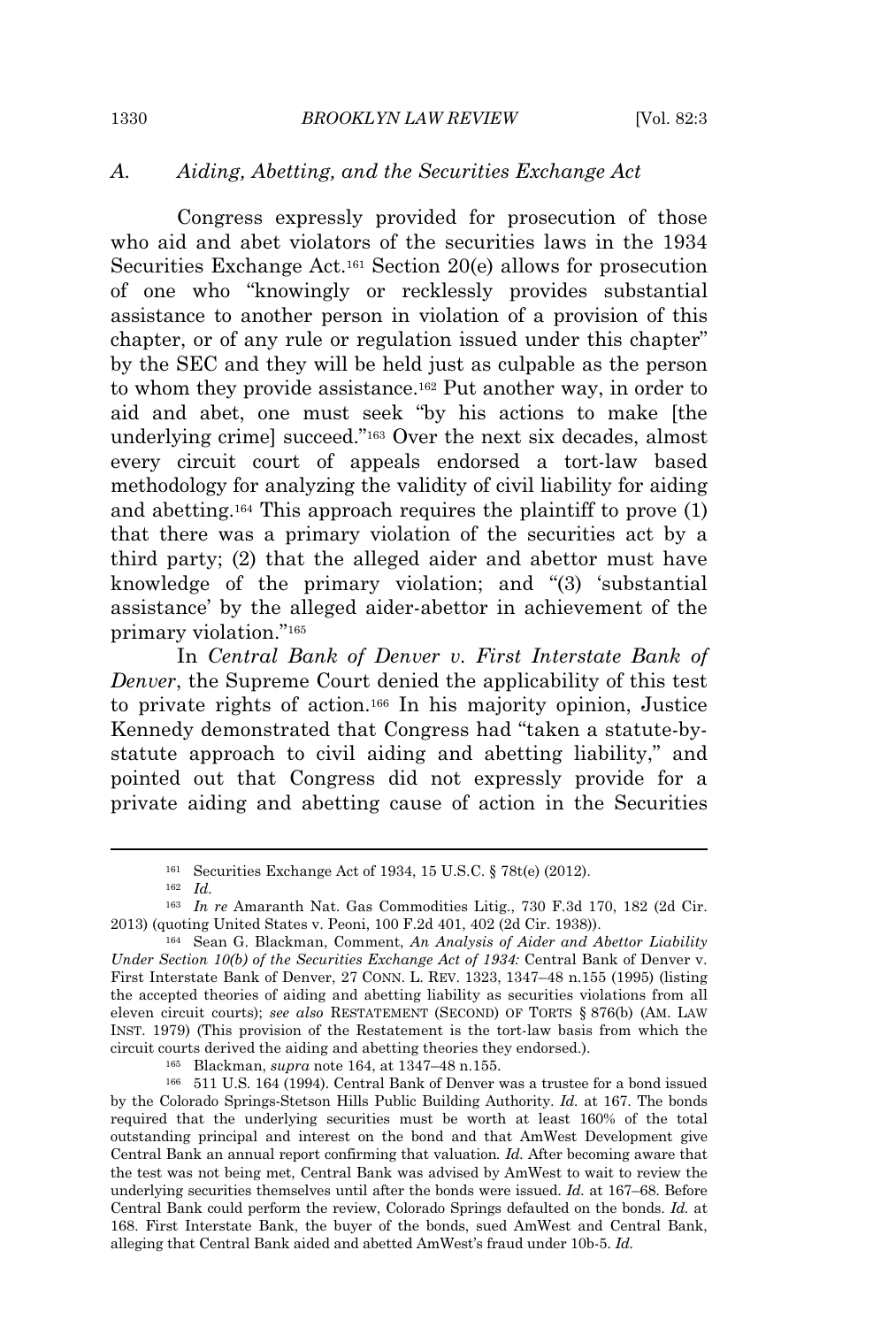### A. *Aiding, Abetting, and the Securities Exchange Act*

Congress expressly provided for prosecution of those who aid and abet violators of the securities laws in the 1934 Securities Exchange Act.[161] Section 20(e) allows for prosecution of one who "knowingly or recklessly provides substantial assistance to another person in violation of a provision of this chapter, or of any rule or regulation issued under this chapter" by the SEC and they will be held just as culpable as the person to whom they provide assistance.[162] Put another way, in order to aid and abet, one must seek "by his actions to make [the underlying crime] succeed."[163] Over the next six decades, almost every circuit court of appeals endorsed a tort-law based methodology for analyzing the validity of civil liability for aiding and abetting.[164] This approach requires the plaintiff to prove (1) that there was a primary violation of the securities act by a third party; (2) that the alleged aider and abettor must have knowledge of the primary violation; and "(3) 'substantial assistance' by the alleged aider-abettor in achievement of the primary violation."[165]

In *Central Bank of Denver v. First Interstate Bank of Denver*, the Supreme Court denied the applicability of this test to private rights of action.[166] In his majority opinion, Justice Kennedy demonstrated that Congress had "taken a statute-by-statute approach to civil aiding and abetting liability," and pointed out that Congress did not expressly provide for a private aiding and abetting cause of action in the Securities

---

[161] Securities Exchange Act of 1934, 15 U.S.C. § 78t(e) (2012).

[162] *Id.*

[163] *In re* Amaranth Nat. Gas Commodities Litig., 730 F.3d 170, 182 (2d Cir. 2013) (quoting United States v. Peoni, 100 F.2d 401, 402 (2d Cir. 1938)).

[164] Sean G. Blackman, Comment, *An Analysis of Aider and Abettor Liability Under Section 10(b) of the Securities Exchange Act of 1934:* Central Bank of Denver v. First Interstate Bank of Denver, 27 CONN. L. REV. 1323, 1347–48 n.155 (1995) (listing the accepted theories of aiding and abetting liability as securities violations from all eleven circuit courts); *see also* RESTATEMENT (SECOND) OF TORTS § 876(b) (AM. LAW INST. 1979) (This provision of the Restatement is the tort-law basis from which the circuit courts derived the aiding and abetting theories they endorsed.).

[165] Blackman, *supra* note 164, at 1347–48 n.155.

[166] 511 U.S. 164 (1994). Central Bank of Denver was a trustee for a bond issued by the Colorado Springs-Stetson Hills Public Building Authority. *Id.* at 167. The bonds required that the underlying securities must be worth at least 160% of the total outstanding principal and interest on the bond and that AmWest Development give Central Bank an annual report confirming that valuation. *Id.* After becoming aware that the test was not being met, Central Bank was advised by AmWest to wait to review the underlying securities themselves until after the bonds were issued. *Id.* at 167–68. Before Central Bank could perform the review, Colorado Springs defaulted on the bonds. *Id.* at 168. First Interstate Bank, the buyer of the bonds, sued AmWest and Central Bank, alleging that Central Bank aided and abetted AmWest's fraud under 10b-5. *Id.*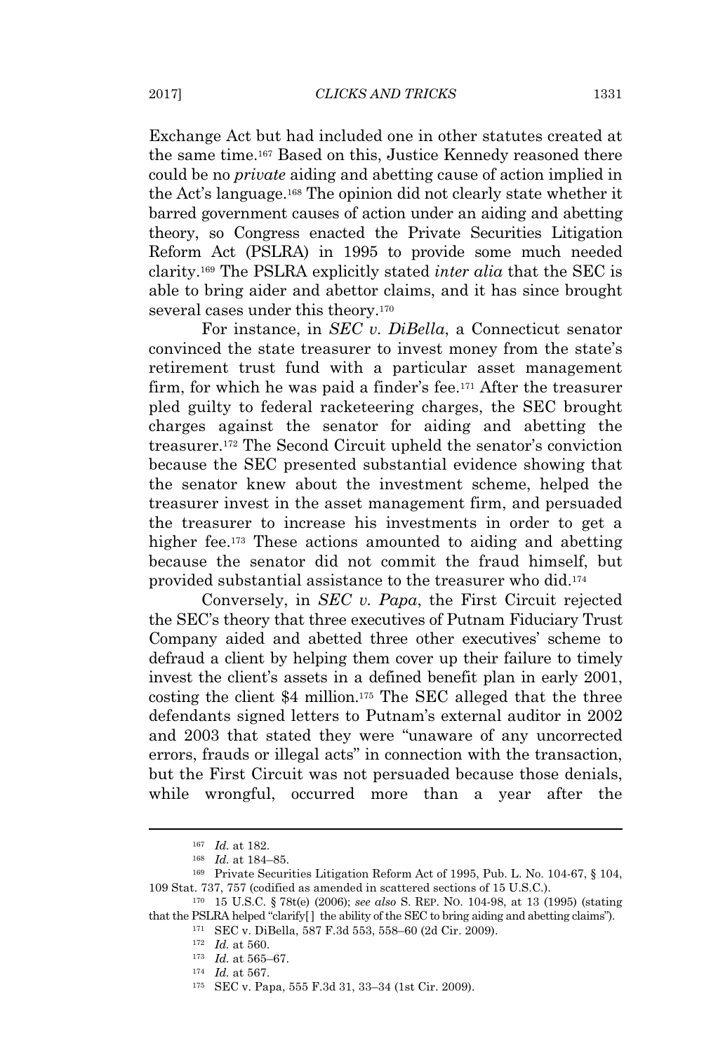Exchange Act but had included one in other statutes created at the same time.[167] Based on this, Justice Kennedy reasoned there could be no *private* aiding and abetting cause of action implied in the Act's language.[168] The opinion did not clearly state whether it barred government causes of action under an aiding and abetting theory, so Congress enacted the Private Securities Litigation Reform Act (PSLRA) in 1995 to provide some much needed clarity.[169] The PSLRA explicitly stated *inter alia* that the SEC is able to bring aider and abettor claims, and it has since brought several cases under this theory.[170]

For instance, in *SEC v. DiBella*, a Connecticut senator convinced the state treasurer to invest money from the state's retirement trust fund with a particular asset management firm, for which he was paid a finder's fee.[171] After the treasurer pled guilty to federal racketeering charges, the SEC brought charges against the senator for aiding and abetting the treasurer.[172] The Second Circuit upheld the senator's conviction because the SEC presented substantial evidence showing that the senator knew about the investment scheme, helped the treasurer invest in the asset management firm, and persuaded the treasurer to increase his investments in order to get a higher fee.[173] These actions amounted to aiding and abetting because the senator did not commit the fraud himself, but provided substantial assistance to the treasurer who did.[174]

Conversely, in *SEC v. Papa*, the First Circuit rejected the SEC's theory that three executives of Putnam Fiduciary Trust Company aided and abetted three other executives' scheme to defraud a client by helping them cover up their failure to timely invest the client's assets in a defined benefit plan in early 2001, costing the client $4 million.[175] The SEC alleged that the three defendants signed letters to Putnam's external auditor in 2002 and 2003 that stated they were "unaware of any uncorrected errors, frauds or illegal acts" in connection with the transaction, but the First Circuit was not persuaded because those denials, while wrongful, occurred more than a year after the

---

[167] *Id.* at 182.

[168] *Id.* at 184–85.

[169] Private Securities Litigation Reform Act of 1995, Pub. L. No. 104-67, § 104, 109 Stat. 737, 757 (codified as amended in scattered sections of 15 U.S.C.).

[170] 15 U.S.C. § 78t(e) (2006); *see also* S. REP. NO. 104-98, at 13 (1995) (stating that the PSLRA helped "clarify[ ] the ability of the SEC to bring aiding and abetting claims").

[171] SEC v. DiBella, 587 F.3d 553, 558–60 (2d Cir. 2009).

[172] *Id.* at 560.

[173] *Id.* at 565–67.

[174] *Id.* at 567.

[175] SEC v. Papa, 555 F.3d 31, 33–34 (1st Cir. 2009).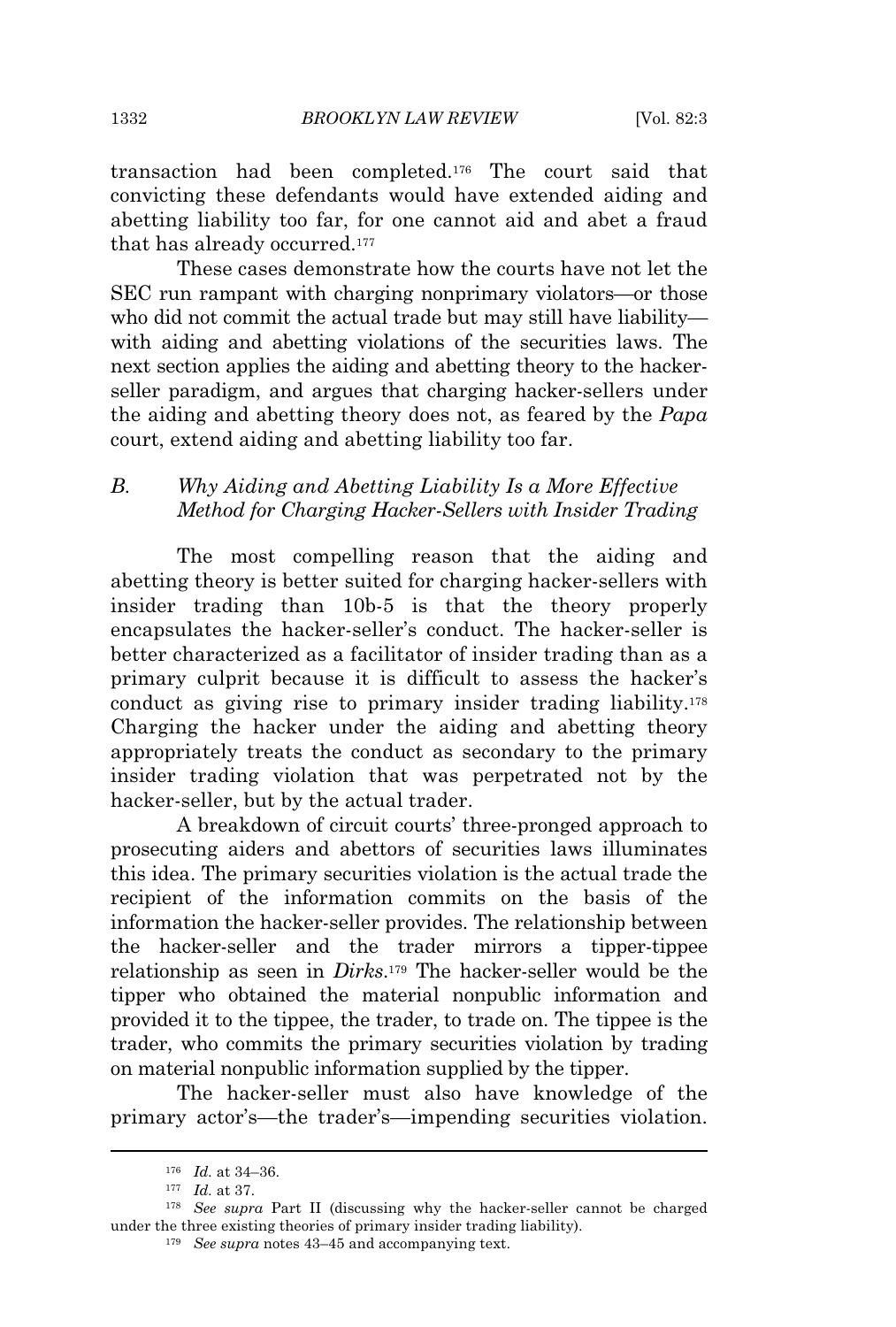transaction had been completed.[176] The court said that convicting these defendants would have extended aiding and abetting liability too far, for one cannot aid and abet a fraud that has already occurred.[177]

These cases demonstrate how the courts have not let the SEC run rampant with charging nonprimary violators—or those who did not commit the actual trade but may still have liability—with aiding and abetting violations of the securities laws. The next section applies the aiding and abetting theory to the hacker-seller paradigm, and argues that charging hacker-sellers under the aiding and abetting theory does not, as feared by the *Papa* court, extend aiding and abetting liability too far.

### B. *Why Aiding and Abetting Liability Is a More Effective Method for Charging Hacker-Sellers with Insider Trading*

The most compelling reason that the aiding and abetting theory is better suited for charging hacker-sellers with insider trading than 10b-5 is that the theory properly encapsulates the hacker-seller's conduct. The hacker-seller is better characterized as a facilitator of insider trading than as a primary culprit because it is difficult to assess the hacker's conduct as giving rise to primary insider trading liability.[178] Charging the hacker under the aiding and abetting theory appropriately treats the conduct as secondary to the primary insider trading violation that was perpetrated not by the hacker-seller, but by the actual trader.

A breakdown of circuit courts' three-pronged approach to prosecuting aiders and abettors of securities laws illuminates this idea. The primary securities violation is the actual trade the recipient of the information commits on the basis of the information the hacker-seller provides. The relationship between the hacker-seller and the trader mirrors a tipper-tippee relationship as seen in *Dirks*.[179] The hacker-seller would be the tipper who obtained the material nonpublic information and provided it to the tippee, the trader, to trade on. The tippee is the trader, who commits the primary securities violation by trading on material nonpublic information supplied by the tipper.

The hacker-seller must also have knowledge of the primary actor's—the trader's—impending securities violation.

---

[176] *Id.* at 34–36.

[177] *Id.* at 37.

[178] *See supra* Part II (discussing why the hacker-seller cannot be charged under the three existing theories of primary insider trading liability).

[179] *See supra* notes 43–45 and accompanying text.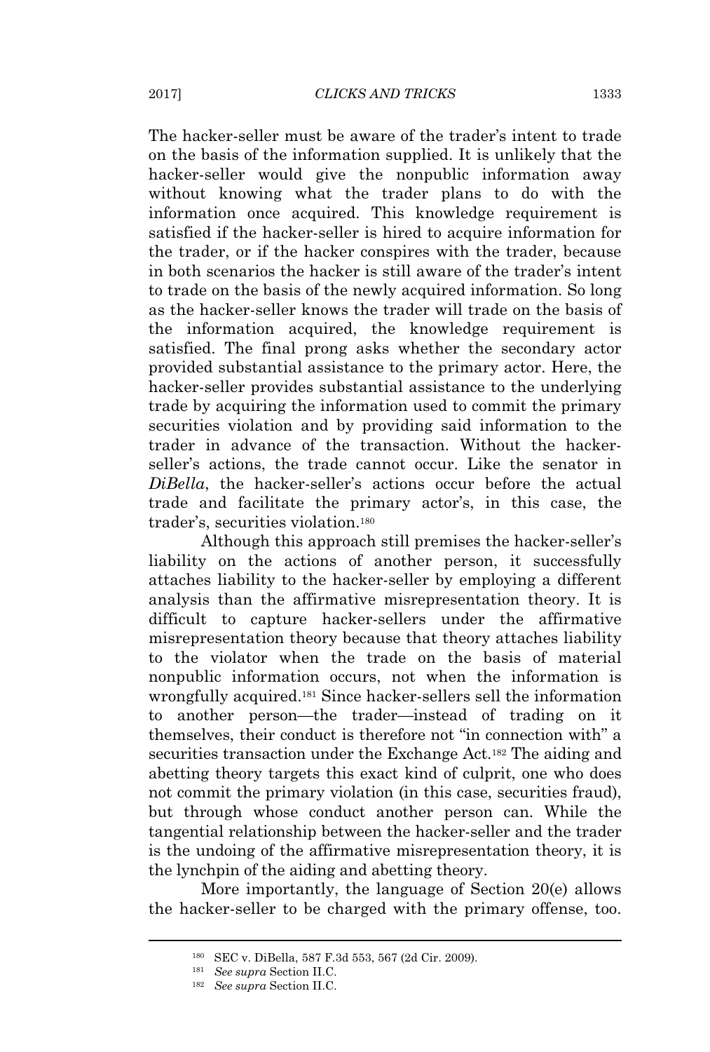The hacker-seller must be aware of the trader's intent to trade on the basis of the information supplied. It is unlikely that the hacker-seller would give the nonpublic information away without knowing what the trader plans to do with the information once acquired. This knowledge requirement is satisfied if the hacker-seller is hired to acquire information for the trader, or if the hacker conspires with the trader, because in both scenarios the hacker is still aware of the trader's intent to trade on the basis of the newly acquired information. So long as the hacker-seller knows the trader will trade on the basis of the information acquired, the knowledge requirement is satisfied. The final prong asks whether the secondary actor provided substantial assistance to the primary actor. Here, the hacker-seller provides substantial assistance to the underlying trade by acquiring the information used to commit the primary securities violation and by providing said information to the trader in advance of the transaction. Without the hacker-seller's actions, the trade cannot occur. Like the senator in *DiBella*, the hacker-seller's actions occur before the actual trade and facilitate the primary actor's, in this case, the trader's, securities violation.[180]

Although this approach still premises the hacker-seller's liability on the actions of another person, it successfully attaches liability to the hacker-seller by employing a different analysis than the affirmative misrepresentation theory. It is difficult to capture hacker-sellers under the affirmative misrepresentation theory because that theory attaches liability to the violator when the trade on the basis of material nonpublic information occurs, not when the information is wrongfully acquired.[181] Since hacker-sellers sell the information to another person—the trader—instead of trading on it themselves, their conduct is therefore not "in connection with" a securities transaction under the Exchange Act.[182] The aiding and abetting theory targets this exact kind of culprit, one who does not commit the primary violation (in this case, securities fraud), but through whose conduct another person can. While the tangential relationship between the hacker-seller and the trader is the undoing of the affirmative misrepresentation theory, it is the lynchpin of the aiding and abetting theory.

More importantly, the language of Section 20(e) allows the hacker-seller to be charged with the primary offense, too.

---

[180] SEC v. DiBella, 587 F.3d 553, 567 (2d Cir. 2009).

[181] *See supra* Section II.C.

[182] *See supra* Section II.C.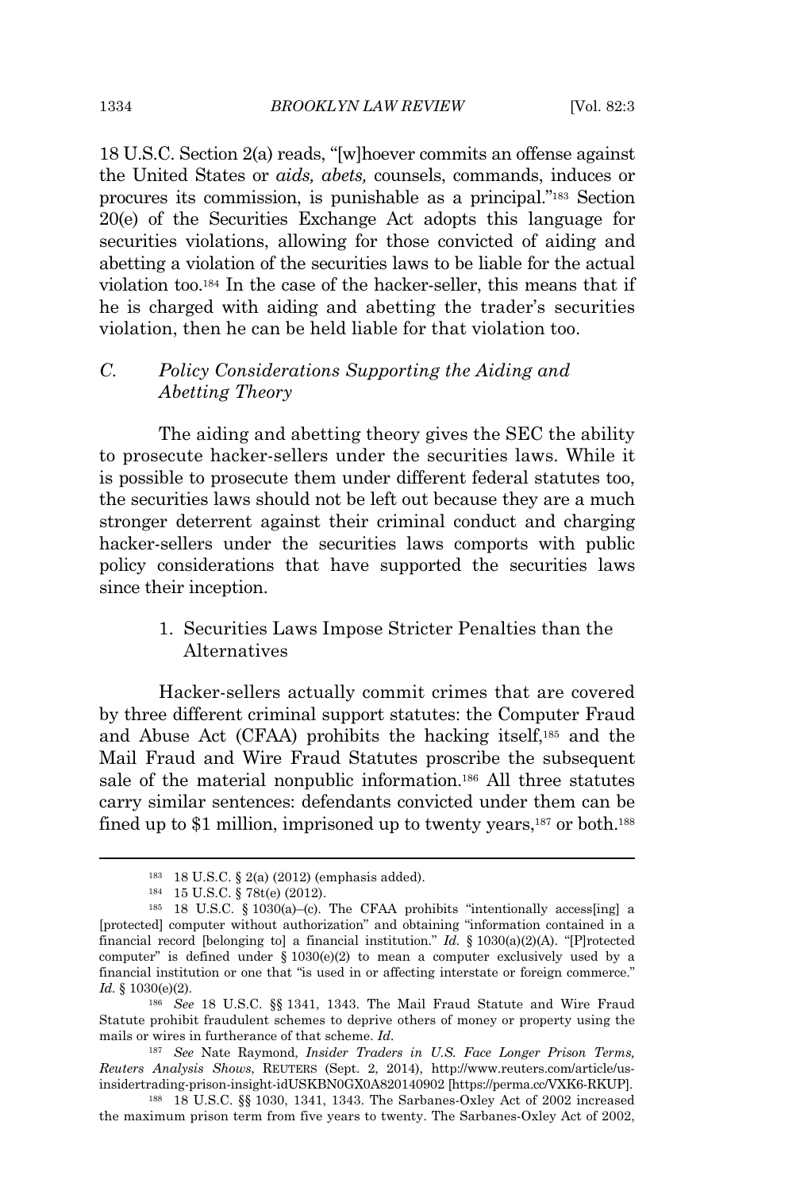18 U.S.C. Section 2(a) reads, "[w]hoever commits an offense against the United States or *aids, abets,* counsels, commands, induces or procures its commission, is punishable as a principal."[183] Section 20(e) of the Securities Exchange Act adopts this language for securities violations, allowing for those convicted of aiding and abetting a violation of the securities laws to be liable for the actual violation too.[184] In the case of the hacker-seller, this means that if he is charged with aiding and abetting the trader's securities violation, then he can be held liable for that violation too.

### *C. Policy Considerations Supporting the Aiding and Abetting Theory*

The aiding and abetting theory gives the SEC the ability to prosecute hacker-sellers under the securities laws. While it is possible to prosecute them under different federal statutes too, the securities laws should not be left out because they are a much stronger deterrent against their criminal conduct and charging hacker-sellers under the securities laws comports with public policy considerations that have supported the securities laws since their inception.

#### 1. Securities Laws Impose Stricter Penalties than the Alternatives

Hacker-sellers actually commit crimes that are covered by three different criminal support statutes: the Computer Fraud and Abuse Act (CFAA) prohibits the hacking itself,[185] and the Mail Fraud and Wire Fraud Statutes proscribe the subsequent sale of the material nonpublic information.[186] All three statutes carry similar sentences: defendants convicted under them can be fined up to $1 million, imprisoned up to twenty years,[187] or both.[188]

---

[183] 18 U.S.C. § 2(a) (2012) (emphasis added).

[184] 15 U.S.C. § 78t(e) (2012).

[185] 18 U.S.C. § 1030(a)–(c). The CFAA prohibits "intentionally access[ing] a [protected] computer without authorization" and obtaining "information contained in a financial record [belonging to] a financial institution." *Id.* § 1030(a)(2)(A). "[P]rotected computer" is defined under § 1030(e)(2) to mean a computer exclusively used by a financial institution or one that "is used in or affecting interstate or foreign commerce." *Id.* § 1030(e)(2).

[186] *See* 18 U.S.C. §§ 1341, 1343. The Mail Fraud Statute and Wire Fraud Statute prohibit fraudulent schemes to deprive others of money or property using the mails or wires in furtherance of that scheme. *Id.*

[187] *See* Nate Raymond, *Insider Traders in U.S. Face Longer Prison Terms, Reuters Analysis Shows*, REUTERS (Sept. 2, 2014), http://www.reuters.com/article/us-insidertrading-prison-insight-idUSKBN0GX0A820140902 [https://perma.cc/VXK6-RKUP].

[188] 18 U.S.C. §§ 1030, 1341, 1343. The Sarbanes-Oxley Act of 2002 increased the maximum prison term from five years to twenty. The Sarbanes-Oxley Act of 2002,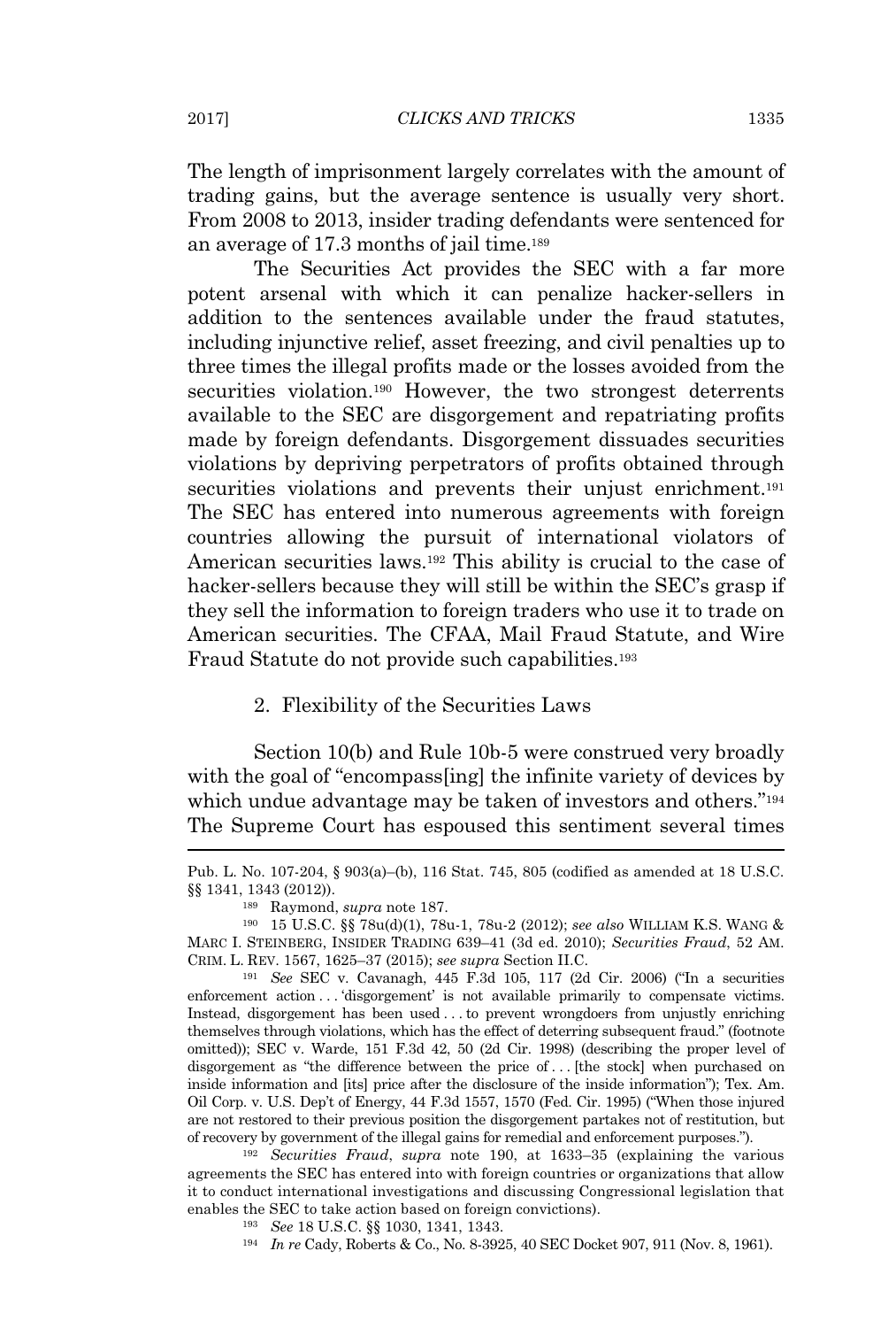The length of imprisonment largely correlates with the amount of trading gains, but the average sentence is usually very short. From 2008 to 2013, insider trading defendants were sentenced for an average of 17.3 months of jail time.[189]

The Securities Act provides the SEC with a far more potent arsenal with which it can penalize hacker-sellers in addition to the sentences available under the fraud statutes, including injunctive relief, asset freezing, and civil penalties up to three times the illegal profits made or the losses avoided from the securities violation.[190] However, the two strongest deterrents available to the SEC are disgorgement and repatriating profits made by foreign defendants. Disgorgement dissuades securities violations by depriving perpetrators of profits obtained through securities violations and prevents their unjust enrichment.[191] The SEC has entered into numerous agreements with foreign countries allowing the pursuit of international violators of American securities laws.[192] This ability is crucial to the case of hacker-sellers because they will still be within the SEC's grasp if they sell the information to foreign traders who use it to trade on American securities. The CFAA, Mail Fraud Statute, and Wire Fraud Statute do not provide such capabilities.[193]

### 2. Flexibility of the Securities Laws

Section 10(b) and Rule 10b-5 were construed very broadly with the goal of "encompass[ing] the infinite variety of devices by which undue advantage may be taken of investors and others."[194] The Supreme Court has espoused this sentiment several times

---

Pub. L. No. 107-204, § 903(a)–(b), 116 Stat. 745, 805 (codified as amended at 18 U.S.C. §§ 1341, 1343 (2012)).

[189] Raymond, *supra* note 187.

[190] 15 U.S.C. §§ 78u(d)(1), 78u-1, 78u-2 (2012); *see also* WILLIAM K.S. WANG & MARC I. STEINBERG, INSIDER TRADING 639–41 (3d ed. 2010); *Securities Fraud*, 52 AM. CRIM. L. REV. 1567, 1625–37 (2015); *see supra* Section II.C.

[191] *See* SEC v. Cavanagh, 445 F.3d 105, 117 (2d Cir. 2006) ("In a securities enforcement action . . . 'disgorgement' is not available primarily to compensate victims. Instead, disgorgement has been used . . . to prevent wrongdoers from unjustly enriching themselves through violations, which has the effect of deterring subsequent fraud." (footnote omitted)); SEC v. Warde, 151 F.3d 42, 50 (2d Cir. 1998) (describing the proper level of disgorgement as "the difference between the price of . . . [the stock] when purchased on inside information and [its] price after the disclosure of the inside information"); Tex. Am. Oil Corp. v. U.S. Dep't of Energy, 44 F.3d 1557, 1570 (Fed. Cir. 1995) ("When those injured are not restored to their previous position the disgorgement partakes not of restitution, but of recovery by government of the illegal gains for remedial and enforcement purposes.").

[192] *Securities Fraud*, *supra* note 190, at 1633–35 (explaining the various agreements the SEC has entered into with foreign countries or organizations that allow it to conduct international investigations and discussing Congressional legislation that enables the SEC to take action based on foreign convictions).

[193] *See* 18 U.S.C. §§ 1030, 1341, 1343.

[194] *In re* Cady, Roberts & Co., No. 8-3925, 40 SEC Docket 907, 911 (Nov. 8, 1961).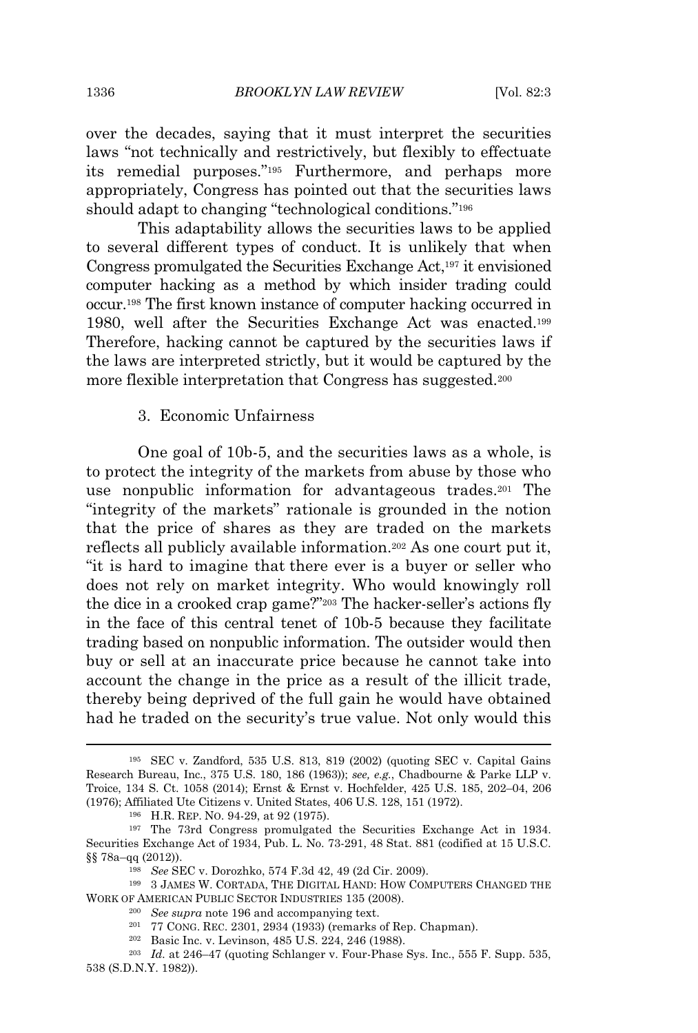over the decades, saying that it must interpret the securities laws "not technically and restrictively, but flexibly to effectuate its remedial purposes."[195] Furthermore, and perhaps more appropriately, Congress has pointed out that the securities laws should adapt to changing "technological conditions."[196]

This adaptability allows the securities laws to be applied to several different types of conduct. It is unlikely that when Congress promulgated the Securities Exchange Act,[197] it envisioned computer hacking as a method by which insider trading could occur.[198] The first known instance of computer hacking occurred in 1980, well after the Securities Exchange Act was enacted.[199] Therefore, hacking cannot be captured by the securities laws if the laws are interpreted strictly, but it would be captured by the more flexible interpretation that Congress has suggested.[200]

### 3. Economic Unfairness

One goal of 10b-5, and the securities laws as a whole, is to protect the integrity of the markets from abuse by those who use nonpublic information for advantageous trades.[201] The "integrity of the markets" rationale is grounded in the notion that the price of shares as they are traded on the markets reflects all publicly available information.[202] As one court put it, "it is hard to imagine that there ever is a buyer or seller who does not rely on market integrity. Who would knowingly roll the dice in a crooked crap game?"[203] The hacker-seller's actions fly in the face of this central tenet of 10b-5 because they facilitate trading based on nonpublic information. The outsider would then buy or sell at an inaccurate price because he cannot take into account the change in the price as a result of the illicit trade, thereby being deprived of the full gain he would have obtained had he traded on the security's true value. Not only would this

---

[195] SEC v. Zandford, 535 U.S. 813, 819 (2002) (quoting SEC v. Capital Gains Research Bureau, Inc., 375 U.S. 180, 186 (1963)); *see, e.g.*, Chadbourne & Parke LLP v. Troice, 134 S. Ct. 1058 (2014); Ernst & Ernst v. Hochfelder, 425 U.S. 185, 202–04, 206 (1976); Affiliated Ute Citizens v. United States, 406 U.S. 128, 151 (1972).

[196] H.R. REP. NO. 94-29, at 92 (1975).

[197] The 73rd Congress promulgated the Securities Exchange Act in 1934. Securities Exchange Act of 1934, Pub. L. No. 73-291, 48 Stat. 881 (codified at 15 U.S.C. §§ 78a–qq (2012)).

[198] *See* SEC v. Dorozhko, 574 F.3d 42, 49 (2d Cir. 2009).

[199] 3 JAMES W. CORTADA, THE DIGITAL HAND: HOW COMPUTERS CHANGED THE WORK OF AMERICAN PUBLIC SECTOR INDUSTRIES 135 (2008).

[200] *See supra* note 196 and accompanying text.

[201] 77 CONG. REC. 2301, 2934 (1933) (remarks of Rep. Chapman).

[202] Basic Inc. v. Levinson, 485 U.S. 224, 246 (1988).

[203] *Id.* at 246–47 (quoting Schlanger v. Four-Phase Sys. Inc., 555 F. Supp. 535, 538 (S.D.N.Y. 1982)).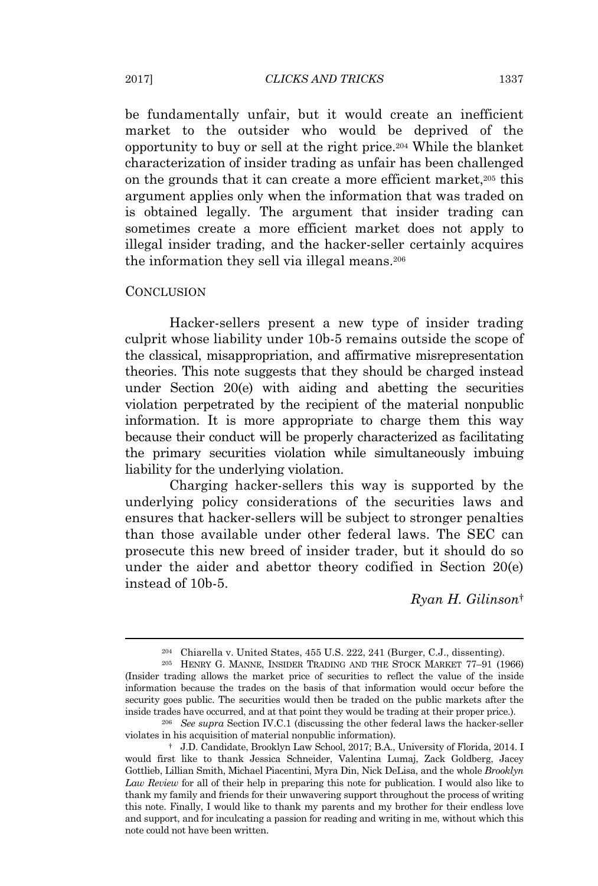be fundamentally unfair, but it would create an inefficient market to the outsider who would be deprived of the opportunity to buy or sell at the right price.[204] While the blanket characterization of insider trading as unfair has been challenged on the grounds that it can create a more efficient market,[205] this argument applies only when the information that was traded on is obtained legally. The argument that insider trading can sometimes create a more efficient market does not apply to illegal insider trading, and the hacker-seller certainly acquires the information they sell via illegal means.[206]

## CONCLUSION

Hacker-sellers present a new type of insider trading culprit whose liability under 10b-5 remains outside the scope of the classical, misappropriation, and affirmative misrepresentation theories. This note suggests that they should be charged instead under Section 20(e) with aiding and abetting the securities violation perpetrated by the recipient of the material nonpublic information. It is more appropriate to charge them this way because their conduct will be properly characterized as facilitating the primary securities violation while simultaneously imbuing liability for the underlying violation.

Charging hacker-sellers this way is supported by the underlying policy considerations of the securities laws and ensures that hacker-sellers will be subject to stronger penalties than those available under other federal laws. The SEC can prosecute this new breed of insider trader, but it should do so under the aider and abettor theory codified in Section 20(e) instead of 10b-5.

*Ryan H. Gilinson*†

---

[204] Chiarella v. United States, 455 U.S. 222, 241 (Burger, C.J., dissenting).

[205] HENRY G. MANNE, INSIDER TRADING AND THE STOCK MARKET 77–91 (1966) (Insider trading allows the market price of securities to reflect the value of the inside information because the trades on the basis of that information would occur before the security goes public. The securities would then be traded on the public markets after the inside trades have occurred, and at that point they would be trading at their proper price.).

[206] *See supra* Section IV.C.1 (discussing the other federal laws the hacker-seller violates in his acquisition of material nonpublic information).

† J.D. Candidate, Brooklyn Law School, 2017; B.A., University of Florida, 2014. I would first like to thank Jessica Schneider, Valentina Lumaj, Zack Goldberg, Jacey Gottlieb, Lillian Smith, Michael Piacentini, Myra Din, Nick DeLisa, and the whole *Brooklyn Law Review* for all of their help in preparing this note for publication. I would also like to thank my family and friends for their unwavering support throughout the process of writing this note. Finally, I would like to thank my parents and my brother for their endless love and support, and for inculcating a passion for reading and writing in me, without which this note could not have been written.